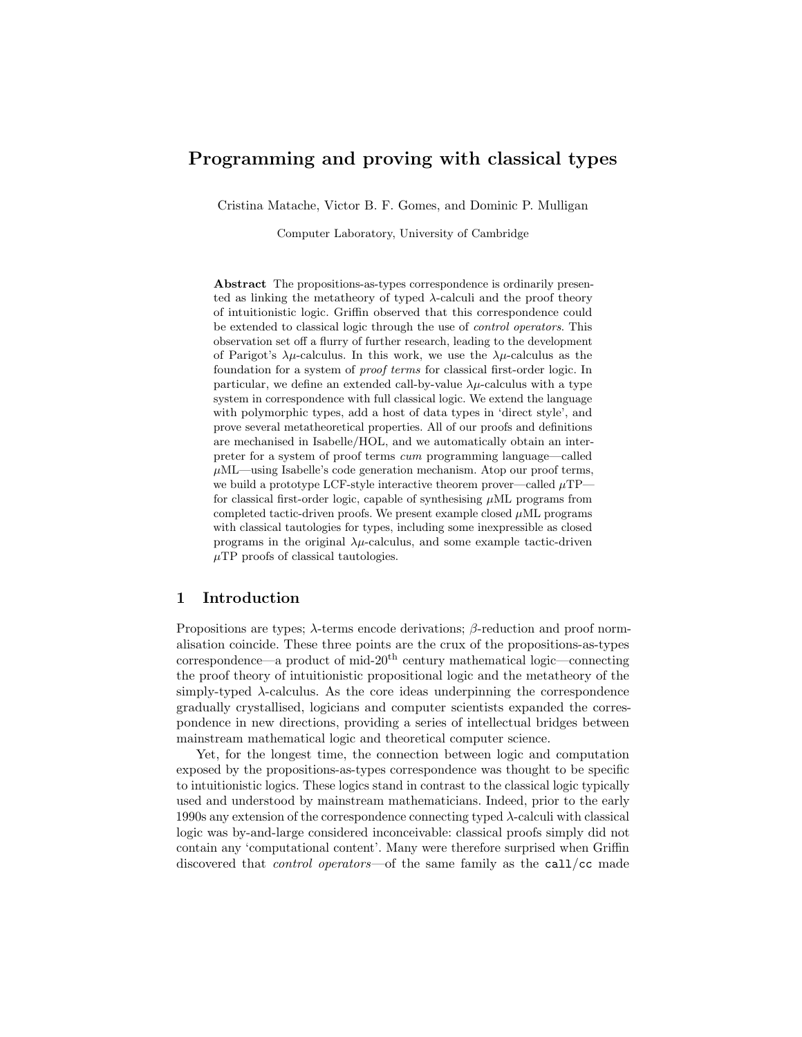# Programming and proving with classical types

Cristina Matache, Victor B. F. Gomes, and Dominic P. Mulligan

Computer Laboratory, University of Cambridge

**Abstract** The propositions-as-types correspondence is ordinarily presented as linking the metatheory of typed $\lambda$-calculi and the proof theory of intuitionistic logic. Griffin observed that this correspondence could be extended to classical logic through the use of *control operators*. This observation set off a flurry of further research, leading to the development of Parigot's $\lambda\mu$-calculus. In this work, we use the $\lambda\mu$-calculus as the foundation for a system of *proof terms* for classical first-order logic. In particular, we define an extended call-by-value $\lambda\mu$-calculus with a type system in correspondence with full classical logic. We extend the language with polymorphic types, add a host of data types in 'direct style', and prove several metatheoretical properties. All of our proofs and definitions are mechanised in Isabelle/HOL, and we automatically obtain an interpreter for a system of proof terms *cum* programming language—called $\mu$ML—using Isabelle's code generation mechanism. Atop our proof terms, we build a prototype LCF-style interactive theorem prover—called $\mu$TP—for classical first-order logic, capable of synthesising $\mu$ML programs from completed tactic-driven proofs. We present example closed $\mu$ML programs with classical tautologies for types, including some inexpressible as closed programs in the original $\lambda\mu$-calculus, and some example tactic-driven $\mu$TP proofs of classical tautologies.

## 1 Introduction

Propositions are types; $\lambda$-terms encode derivations; $\beta$-reduction and proof normalisation coincide. These three points are the crux of the propositions-as-types correspondence—a product of mid-20th century mathematical logic—connecting the proof theory of intuitionistic propositional logic and the metatheory of the simply-typed $\lambda$-calculus. As the core ideas underpinning the correspondence gradually crystallised, logicians and computer scientists expanded the correspondence in new directions, providing a series of intellectual bridges between mainstream mathematical logic and theoretical computer science.

Yet, for the longest time, the connection between logic and computation exposed by the propositions-as-types correspondence was thought to be specific to intuitionistic logics. These logics stand in contrast to the classical logic typically used and understood by mainstream mathematicians. Indeed, prior to the early 1990s any extension of the correspondence connecting typed $\lambda$-calculi with classical logic was by-and-large considered inconceivable: classical proofs simply did not contain any 'computational content'. Many were therefore surprised when Griffin discovered that *control operators*—of the same family as the `call/cc` made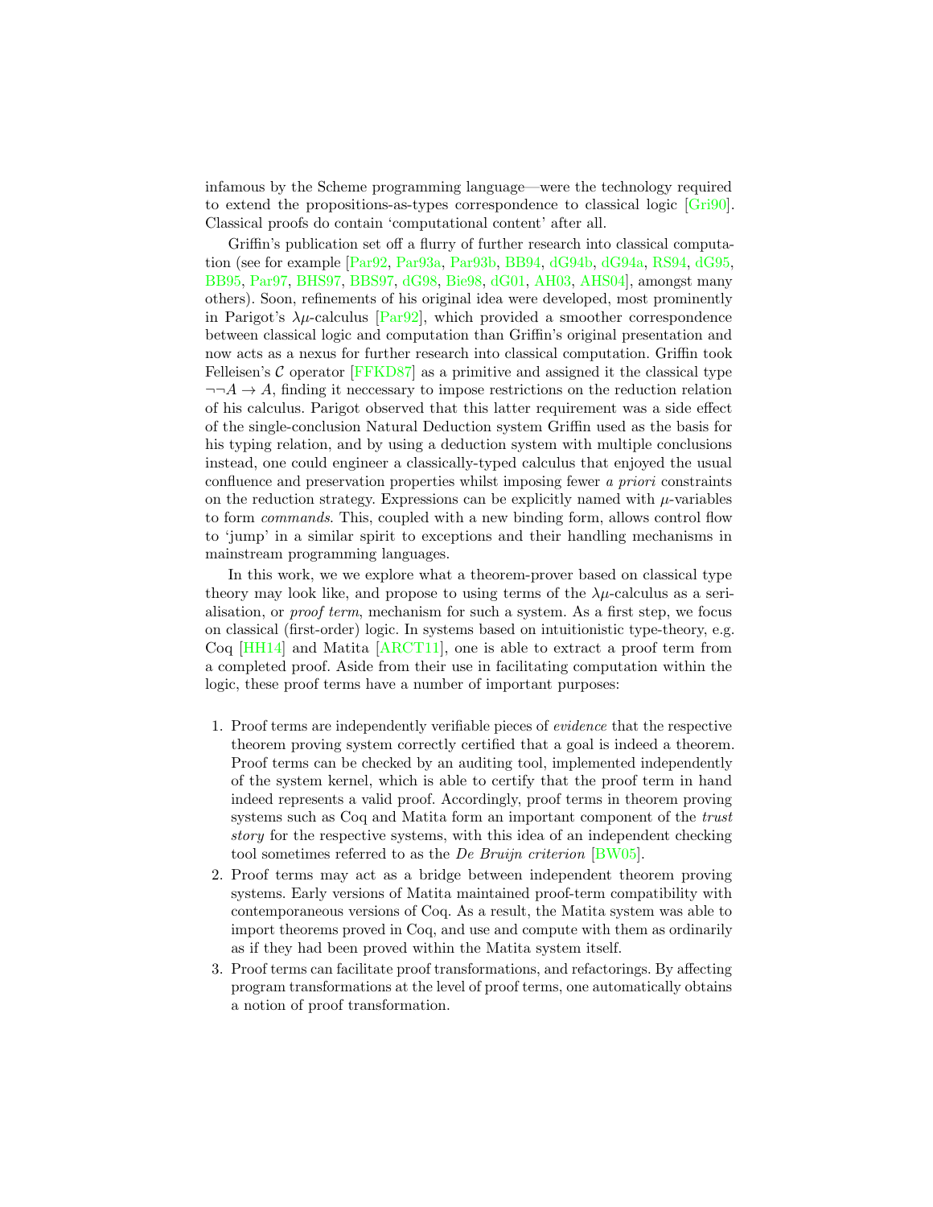infamous by the Scheme programming language—were the technology required to extend the propositions-as-types correspondence to classical logic [Gri90]. Classical proofs do contain 'computational content' after all.

Griffin's publication set off a flurry of further research into classical computation (see for example [Par92, Par93a, Par93b, BB94, dG94b, dG94a, RS94, dG95, BB95, Par97, BHS97, BBS97, dG98, Bie98, dG01, AH03, AHS04], amongst many others). Soon, refinements of his original idea were developed, most prominently in Parigot's $\lambda\mu$-calculus [Par92], which provided a smoother correspondence between classical logic and computation than Griffin's original presentation and now acts as a nexus for further research into classical computation. Griffin took Felleisen's $\mathcal{C}$ operator [FFKD87] as a primitive and assigned it the classical type $\neg\neg A \to A$, finding it neccessary to impose restrictions on the reduction relation of his calculus. Parigot observed that this latter requirement was a side effect of the single-conclusion Natural Deduction system Griffin used as the basis for his typing relation, and by using a deduction system with multiple conclusions instead, one could engineer a classically-typed calculus that enjoyed the usual confluence and preservation properties whilst imposing fewer *a priori* constraints on the reduction strategy. Expressions can be explicitly named with $\mu$-variables to form *commands*. This, coupled with a new binding form, allows control flow to 'jump' in a similar spirit to exceptions and their handling mechanisms in mainstream programming languages.

In this work, we we explore what a theorem-prover based on classical type theory may look like, and propose to using terms of the $\lambda\mu$-calculus as a serialisation, or *proof term*, mechanism for such a system. As a first step, we focus on classical (first-order) logic. In systems based on intuitionistic type-theory, e.g. Coq [HH14] and Matita [ARCT11], one is able to extract a proof term from a completed proof. Aside from their use in facilitating computation within the logic, these proof terms have a number of important purposes:

1. Proof terms are independently verifiable pieces of *evidence* that the respective theorem proving system correctly certified that a goal is indeed a theorem. Proof terms can be checked by an auditing tool, implemented independently of the system kernel, which is able to certify that the proof term in hand indeed represents a valid proof. Accordingly, proof terms in theorem proving systems such as Coq and Matita form an important component of the *trust story* for the respective systems, with this idea of an independent checking tool sometimes referred to as the *De Bruijn criterion* [BW05].
2. Proof terms may act as a bridge between independent theorem proving systems. Early versions of Matita maintained proof-term compatibility with contemporaneous versions of Coq. As a result, the Matita system was able to import theorems proved in Coq, and use and compute with them as ordinarily as if they had been proved within the Matita system itself.
3. Proof terms can facilitate proof transformations, and refactorings. By affecting program transformations at the level of proof terms, one automatically obtains a notion of proof transformation.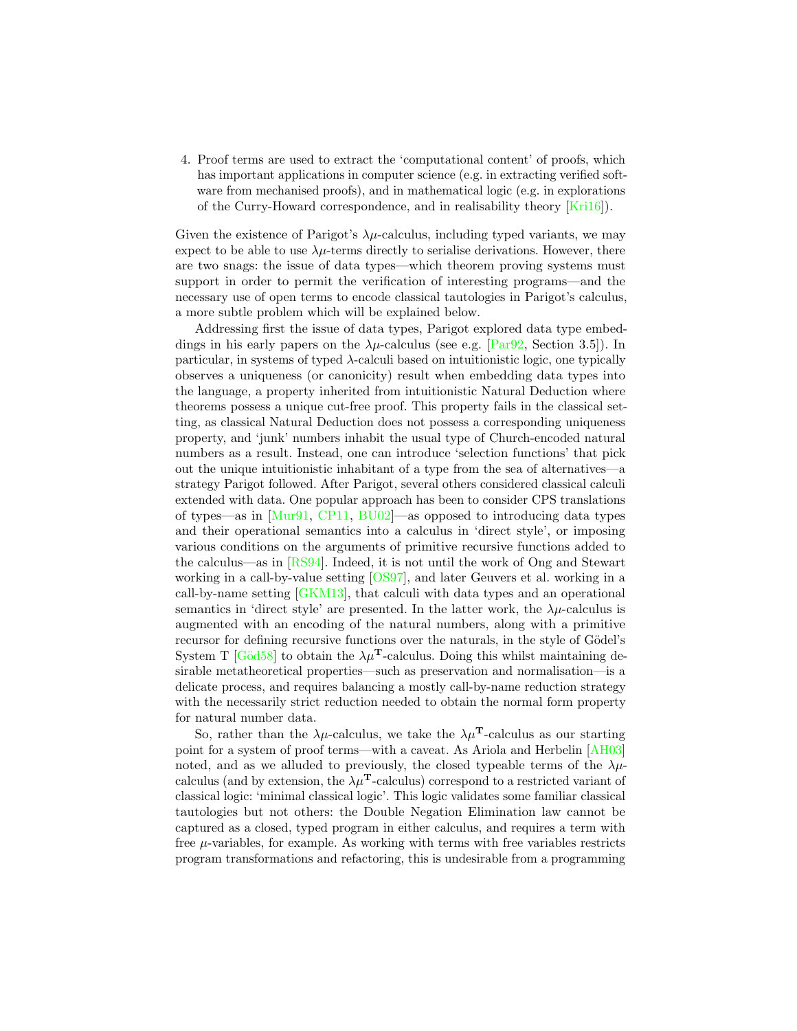4. Proof terms are used to extract the 'computational content' of proofs, which has important applications in computer science (e.g. in extracting verified software from mechanised proofs), and in mathematical logic (e.g. in explorations of the Curry-Howard correspondence, and in realisability theory [Kri16]).

Given the existence of Parigot's $\lambda\mu$-calculus, including typed variants, we may expect to be able to use $\lambda\mu$-terms directly to serialise derivations. However, there are two snags: the issue of data types—which theorem proving systems must support in order to permit the verification of interesting programs—and the necessary use of open terms to encode classical tautologies in Parigot's calculus, a more subtle problem which will be explained below.

Addressing first the issue of data types, Parigot explored data type embeddings in his early papers on the $\lambda\mu$-calculus (see e.g. [Par92, Section 3.5]). In particular, in systems of typed $\lambda$-calculi based on intuitionistic logic, one typically observes a uniqueness (or canonicity) result when embedding data types into the language, a property inherited from intuitionistic Natural Deduction where theorems possess a unique cut-free proof. This property fails in the classical setting, as classical Natural Deduction does not possess a corresponding uniqueness property, and 'junk' numbers inhabit the usual type of Church-encoded natural numbers as a result. Instead, one can introduce 'selection functions' that pick out the unique intuitionistic inhabitant of a type from the sea of alternatives—a strategy Parigot followed. After Parigot, several others considered classical calculi extended with data. One popular approach has been to consider CPS translations of types—as in [Mur91, CP11, BU02]—as opposed to introducing data types and their operational semantics into a calculus in 'direct style', or imposing various conditions on the arguments of primitive recursive functions added to the calculus—as in [RS94]. Indeed, it is not until the work of Ong and Stewart working in a call-by-value setting [OS97], and later Geuvers et al. working in a call-by-name setting [GKM13], that calculi with data types and an operational semantics in 'direct style' are presented. In the latter work, the $\lambda\mu$-calculus is augmented with an encoding of the natural numbers, along with a primitive recursor for defining recursive functions over the naturals, in the style of Gödel's System T [Göd58] to obtain the $\lambda\mu^{\mathbf{T}}$-calculus. Doing this whilst maintaining desirable metatheoretical properties—such as preservation and normalisation—is a delicate process, and requires balancing a mostly call-by-name reduction strategy with the necessarily strict reduction needed to obtain the normal form property for natural number data.

So, rather than the $\lambda\mu$-calculus, we take the $\lambda\mu^{\mathbf{T}}$-calculus as our starting point for a system of proof terms—with a caveat. As Ariola and Herbelin [AH03] noted, and as we alluded to previously, the closed typeable terms of the $\lambda\mu$-calculus (and by extension, the $\lambda\mu^{\mathbf{T}}$-calculus) correspond to a restricted variant of classical logic: 'minimal classical logic'. This logic validates some familiar classical tautologies but not others: the Double Negation Elimination law cannot be captured as a closed, typed program in either calculus, and requires a term with free $\mu$-variables, for example. As working with terms with free variables restricts program transformations and refactoring, this is undesirable from a programming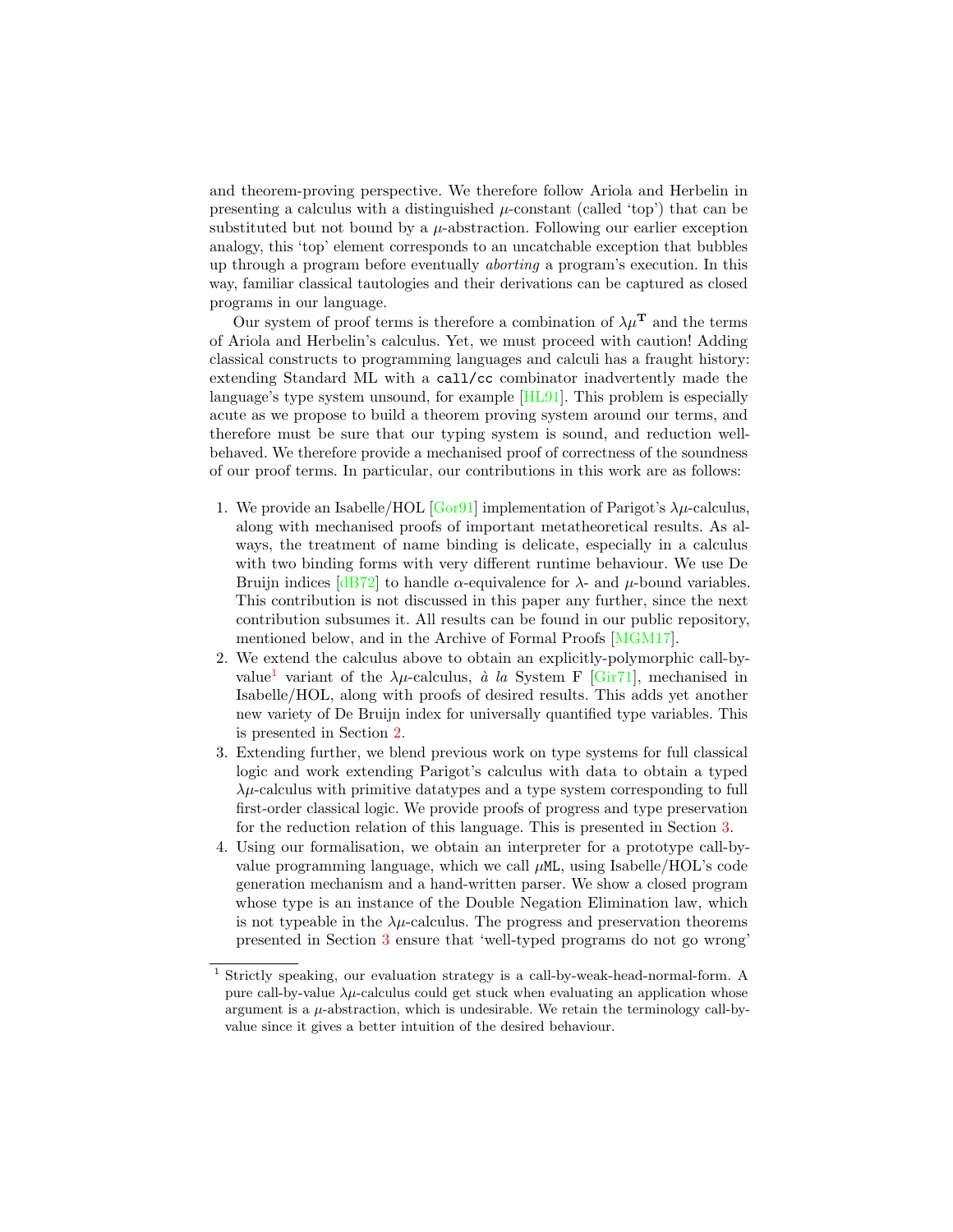and theorem-proving perspective. We therefore follow Ariola and Herbelin in presenting a calculus with a distinguished $\mu$-constant (called 'top') that can be substituted but not bound by a $\mu$-abstraction. Following our earlier exception analogy, this 'top' element corresponds to an uncatchable exception that bubbles up through a program before eventually *aborting* a program's execution. In this way, familiar classical tautologies and their derivations can be captured as closed programs in our language.

Our system of proof terms is therefore a combination of $\lambda\mu^{\mathbf{T}}$ and the terms of Ariola and Herbelin's calculus. Yet, we must proceed with caution! Adding classical constructs to programming languages and calculi has a fraught history: extending Standard ML with a `call/cc` combinator inadvertently made the language's type system unsound, for example [HL91]. This problem is especially acute as we propose to build a theorem proving system around our terms, and therefore must be sure that our typing system is sound, and reduction well-behaved. We therefore provide a mechanised proof of correctness of the soundness of our proof terms. In particular, our contributions in this work are as follows:

1. We provide an Isabelle/HOL [Gor91] implementation of Parigot's $\lambda\mu$-calculus, along with mechanised proofs of important metatheoretical results. As always, the treatment of name binding is delicate, especially in a calculus with two binding forms with very different runtime behaviour. We use De Bruijn indices [dB72] to handle $\alpha$-equivalence for $\lambda$- and $\mu$-bound variables. This contribution is not discussed in this paper any further, since the next contribution subsumes it. All results can be found in our public repository, mentioned below, and in the Archive of Formal Proofs [MGM17].
2. We extend the calculus above to obtain an explicitly-polymorphic call-by-value[1] variant of the $\lambda\mu$-calculus, *à la* System F [Gir71], mechanised in Isabelle/HOL, along with proofs of desired results. This adds yet another new variety of De Bruijn index for universally quantified type variables. This is presented in Section 2.
3. Extending further, we blend previous work on type systems for full classical logic and work extending Parigot's calculus with data to obtain a typed $\lambda\mu$-calculus with primitive datatypes and a type system corresponding to full first-order classical logic. We provide proofs of progress and type preservation for the reduction relation of this language. This is presented in Section 3.
4. Using our formalisation, we obtain an interpreter for a prototype call-by-value programming language, which we call $\mu$`ML`, using Isabelle/HOL's code generation mechanism and a hand-written parser. We show a closed program whose type is an instance of the Double Negation Elimination law, which is not typeable in the $\lambda\mu$-calculus. The progress and preservation theorems presented in Section 3 ensure that 'well-typed programs do not go wrong'

[1] Strictly speaking, our evaluation strategy is a call-by-weak-head-normal-form. A pure call-by-value $\lambda\mu$-calculus could get stuck when evaluating an application whose argument is a $\mu$-abstraction, which is undesirable. We retain the terminology call-by-value since it gives a better intuition of the desired behaviour.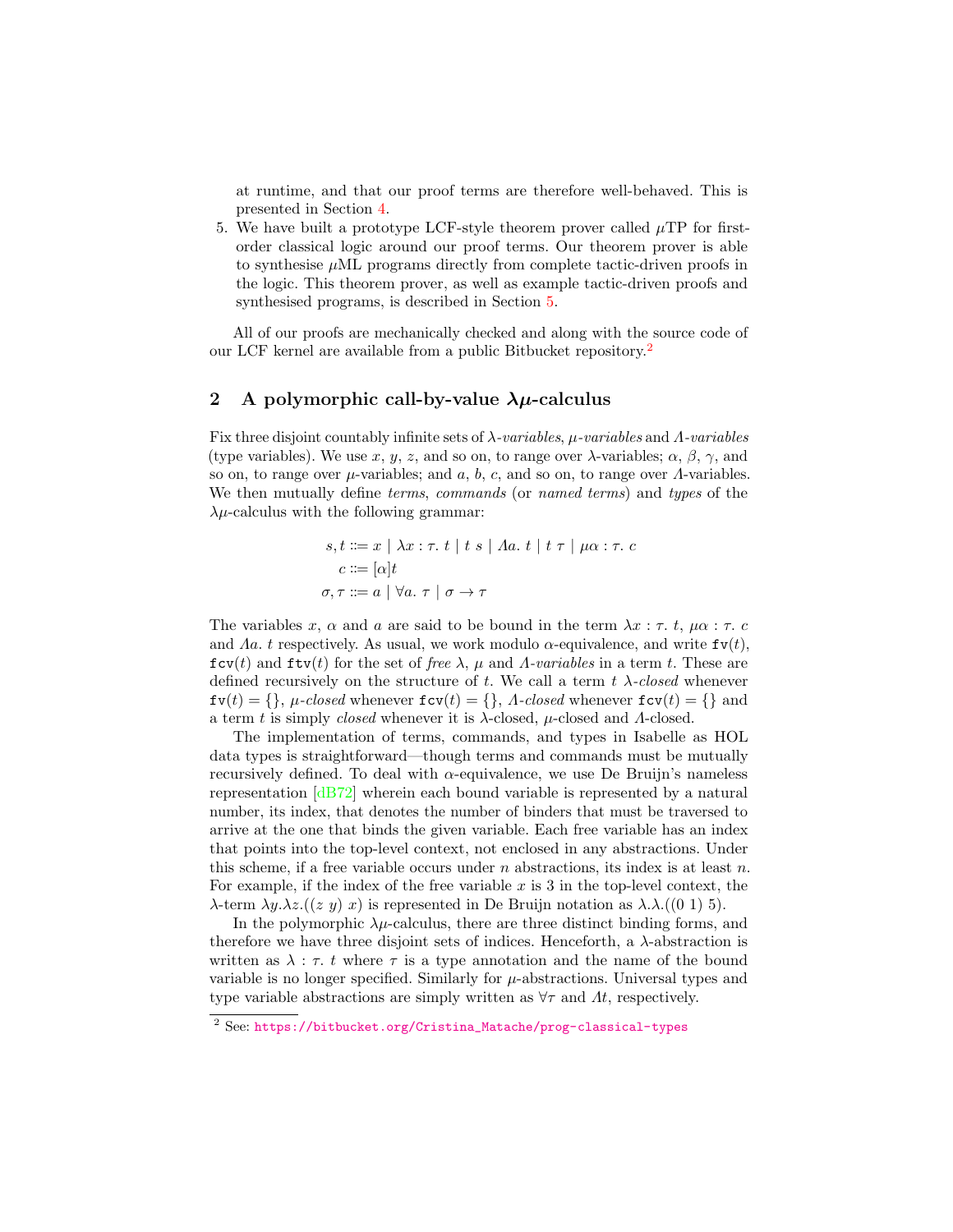at runtime, and that our proof terms are therefore well-behaved. This is presented in Section 4.

5. We have built a prototype LCF-style theorem prover called $\mu$TP for first-order classical logic around our proof terms. Our theorem prover is able to synthesise $\mu$ML programs directly from complete tactic-driven proofs in the logic. This theorem prover, as well as example tactic-driven proofs and synthesised programs, is described in Section 5.

All of our proofs are mechanically checked and along with the source code of our LCF kernel are available from a public Bitbucket repository.[2]

## 2 A polymorphic call-by-value $\lambda\mu$-calculus

Fix three disjoint countably infinite sets of *$\lambda$-variables*, *$\mu$-variables* and *$\Lambda$-variables* (type variables). We use $x$, $y$, $z$, and so on, to range over $\lambda$-variables; $\alpha$, $\beta$, $\gamma$, and so on, to range over $\mu$-variables; and $a$, $b$, $c$, and so on, to range over $\Lambda$-variables. We then mutually define *terms*, *commands* (or *named terms*) and *types* of the $\lambda\mu$-calculus with the following grammar:

$$
\begin{aligned}
s, t &::= x \mid \lambda x : \tau.\ t \mid t\ s \mid \Lambda a.\ t \mid t\ \tau \mid \mu\alpha : \tau.\ c \\
c &::= [\alpha]t \\
\sigma, \tau &::= a \mid \forall a.\ \tau \mid \sigma \rightarrow \tau
\end{aligned}
$$

The variables $x$, $\alpha$ and $a$ are said to be bound in the term $\lambda x : \tau.\ t$, $\mu\alpha : \tau.\ c$ and $\Lambda a.\ t$ respectively. As usual, we work modulo $\alpha$-equivalence, and write $\mathtt{fv}(t)$, $\mathtt{fcv}(t)$ and $\mathtt{ftv}(t)$ for the set of *free* $\lambda$, $\mu$ and *$\Lambda$-variables* in a term $t$. These are defined recursively on the structure of $t$. We call a term $t$ *$\lambda$-closed* whenever $\mathtt{fv}(t) = \{\}$, *$\mu$-closed* whenever $\mathtt{fcv}(t) = \{\}$, *$\Lambda$-closed* whenever $\mathtt{fcv}(t) = \{\}$ and a term $t$ is simply *closed* whenever it is $\lambda$-closed, $\mu$-closed and $\Lambda$-closed.

The implementation of terms, commands, and types in Isabelle as HOL data types is straightforward—though terms and commands must be mutually recursively defined. To deal with $\alpha$-equivalence, we use De Bruijn's nameless representation [dB72] wherein each bound variable is represented by a natural number, its index, that denotes the number of binders that must be traversed to arrive at the one that binds the given variable. Each free variable has an index that points into the top-level context, not enclosed in any abstractions. Under this scheme, if a free variable occurs under $n$ abstractions, its index is at least $n$. For example, if the index of the free variable $x$ is 3 in the top-level context, the $\lambda$-term $\lambda y.\lambda z.((z\ y)\ x)$ is represented in De Bruijn notation as $\lambda.\lambda.((0\ 1)\ 5)$.

In the polymorphic $\lambda\mu$-calculus, there are three distinct binding forms, and therefore we have three disjoint sets of indices. Henceforth, a $\lambda$-abstraction is written as $\lambda : \tau.\ t$ where $\tau$ is a type annotation and the name of the bound variable is no longer specified. Similarly for $\mu$-abstractions. Universal types and type variable abstractions are simply written as $\forall\tau$ and $\Lambda t$, respectively.

[2] See: https://bitbucket.org/Cristina_Matache/prog-classical-types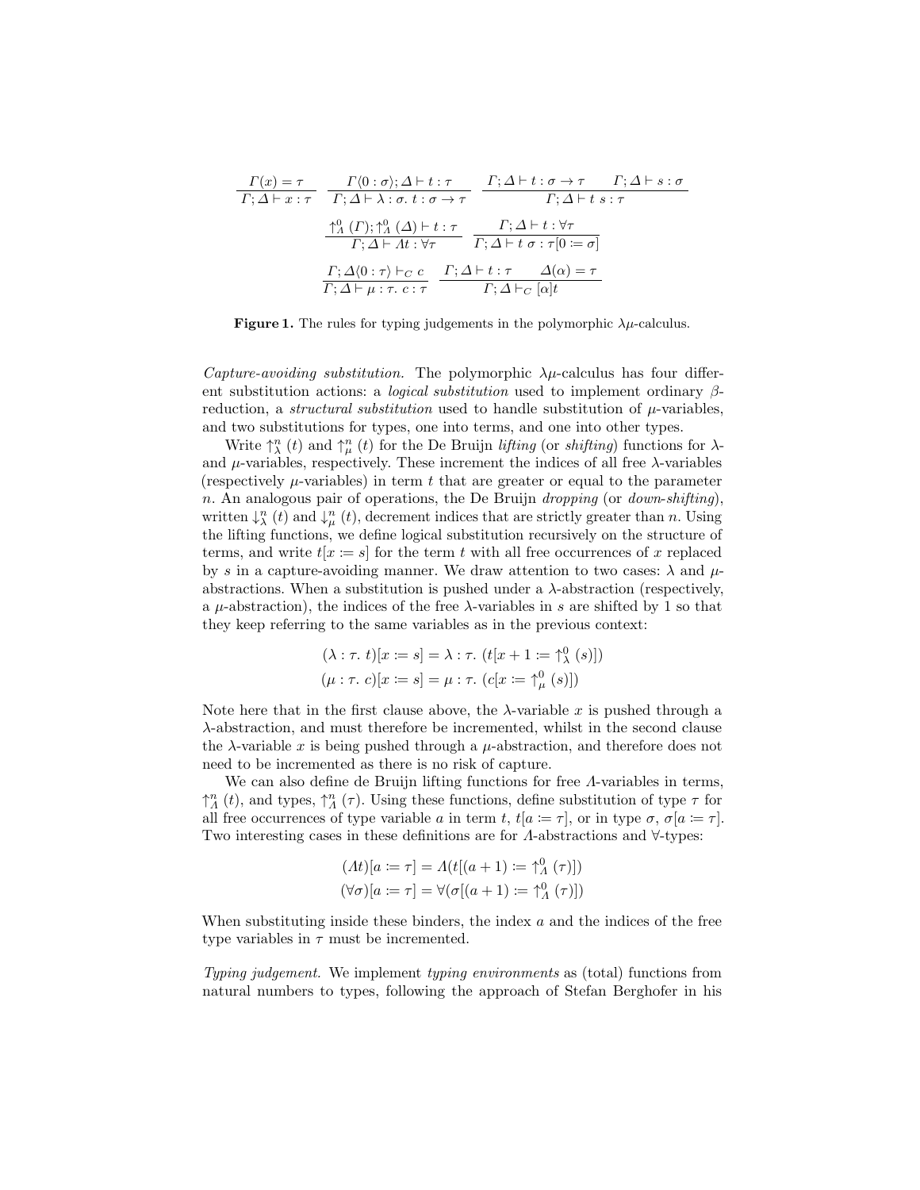$$\frac{\Gamma(x) = \tau}{\Gamma; \Delta \vdash x : \tau} \quad \frac{\Gamma\langle 0 : \sigma\rangle; \Delta \vdash t : \tau}{\Gamma; \Delta \vdash \lambda : \sigma.\ t : \sigma \to \tau} \quad \frac{\Gamma; \Delta \vdash t : \sigma \to \tau \qquad \Gamma; \Delta \vdash s : \sigma}{\Gamma; \Delta \vdash t\ s : \tau}$$

$$\frac{\uparrow^0_\Lambda (\Gamma); \uparrow^0_\Lambda (\Delta) \vdash t : \tau}{\Gamma; \Delta \vdash \Lambda t : \forall \tau} \quad \frac{\Gamma; \Delta \vdash t : \forall \tau}{\Gamma; \Delta \vdash t\ \sigma : \tau[0 \coloneqq \sigma]}$$

$$\frac{\Gamma; \Delta\langle 0 : \tau\rangle \vdash_C c}{\Gamma; \Delta \vdash \mu : \tau.\ c : \tau} \quad \frac{\Gamma; \Delta \vdash t : \tau \qquad \Delta(\alpha) = \tau}{\Gamma; \Delta \vdash_C [\alpha]t}$$

**Figure 1.** The rules for typing judgements in the polymorphic $\lambda\mu$-calculus.

*Capture-avoiding substitution.* The polymorphic $\lambda\mu$-calculus has four different substitution actions: a *logical substitution* used to implement ordinary $\beta$-reduction, a *structural substitution* used to handle substitution of $\mu$-variables, and two substitutions for types, one into terms, and one into other types.

Write $\uparrow^n_\lambda (t)$ and $\uparrow^n_\mu (t)$ for the De Bruijn *lifting* (or *shifting*) functions for $\lambda$- and $\mu$-variables, respectively. These increment the indices of all free $\lambda$-variables (respectively $\mu$-variables) in term $t$ that are greater or equal to the parameter $n$. An analogous pair of operations, the De Bruijn *dropping* (or *down-shifting*), written $\downarrow^n_\lambda (t)$ and $\downarrow^n_\mu (t)$, decrement indices that are strictly greater than $n$. Using the lifting functions, we define logical substitution recursively on the structure of terms, and write $t[x \coloneqq s]$ for the term $t$ with all free occurrences of $x$ replaced by $s$ in a capture-avoiding manner. We draw attention to two cases: $\lambda$ and $\mu$-abstractions. When a substitution is pushed under a $\lambda$-abstraction (respectively, a $\mu$-abstraction), the indices of the free $\lambda$-variables in $s$ are shifted by 1 so that they keep referring to the same variables as in the previous context:

$$(\lambda : \tau.\ t)[x \coloneqq s] = \lambda : \tau.\ (t[x + 1 \coloneqq \uparrow^0_\lambda (s)])$$
$$(\mu : \tau.\ c)[x \coloneqq s] = \mu : \tau.\ (c[x \coloneqq \uparrow^0_\mu (s)])$$

Note here that in the first clause above, the $\lambda$-variable $x$ is pushed through a $\lambda$-abstraction, and must therefore be incremented, whilst in the second clause the $\lambda$-variable $x$ is being pushed through a $\mu$-abstraction, and therefore does not need to be incremented as there is no risk of capture.

We can also define de Bruijn lifting functions for free $\Lambda$-variables in terms, $\uparrow^n_\Lambda (t)$, and types, $\uparrow^n_\Lambda (\tau)$. Using these functions, define substitution of type $\tau$ for all free occurrences of type variable $a$ in term $t$, $t[a \coloneqq \tau]$, or in type $\sigma$, $\sigma[a \coloneqq \tau]$. Two interesting cases in these definitions are for $\Lambda$-abstractions and $\forall$-types:

$$(\Lambda t)[a \coloneqq \tau] = \Lambda(t[(a + 1) \coloneqq \uparrow^0_\Lambda (\tau)])$$
$$(\forall \sigma)[a \coloneqq \tau] = \forall(\sigma[(a + 1) \coloneqq \uparrow^0_\Lambda (\tau)])$$

When substituting inside these binders, the index $a$ and the indices of the free type variables in $\tau$ must be incremented.

*Typing judgement.* We implement *typing environments* as (total) functions from natural numbers to types, following the approach of Stefan Berghofer in his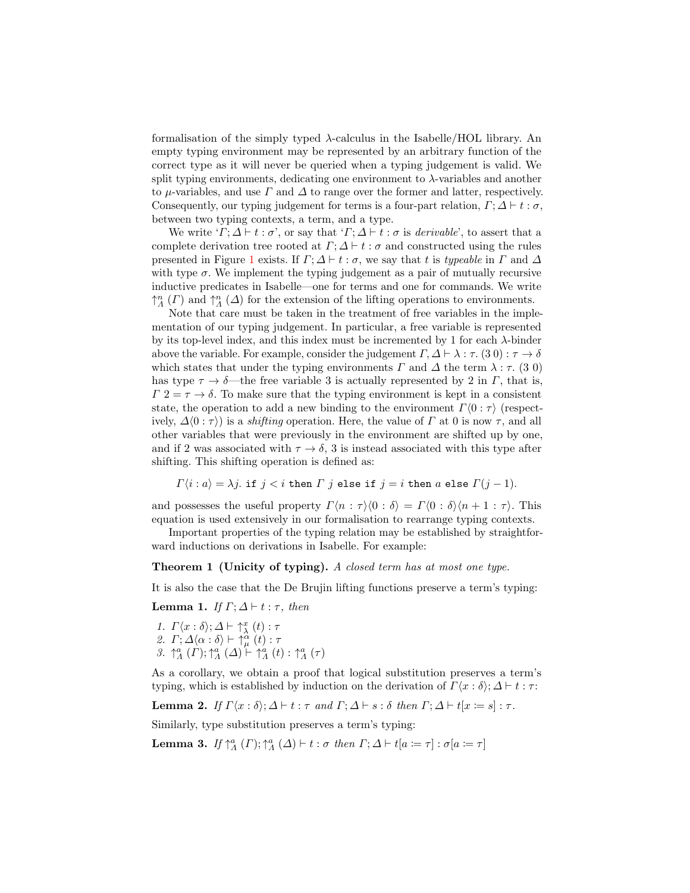formalisation of the simply typed $\lambda$-calculus in the Isabelle/HOL library. An empty typing environment may be represented by an arbitrary function of the correct type as it will never be queried when a typing judgement is valid. We split typing environments, dedicating one environment to $\lambda$-variables and another to $\mu$-variables, and use $\Gamma$ and $\Delta$ to range over the former and latter, respectively. Consequently, our typing judgement for terms is a four-part relation, $\Gamma; \Delta \vdash t : \sigma$, between two typing contexts, a term, and a type.

We write '$\Gamma; \Delta \vdash t : \sigma$', or say that '$\Gamma; \Delta \vdash t : \sigma$ is *derivable*', to assert that a complete derivation tree rooted at $\Gamma; \Delta \vdash t : \sigma$ and constructed using the rules presented in Figure 1 exists. If $\Gamma; \Delta \vdash t : \sigma$, we say that $t$ is *typeable* in $\Gamma$ and $\Delta$ with type $\sigma$. We implement the typing judgement as a pair of mutually recursive inductive predicates in Isabelle—one for terms and one for commands. We write $\uparrow^n_\Lambda (\Gamma)$ and $\uparrow^n_\Lambda (\Delta)$ for the extension of the lifting operations to environments.

Note that care must be taken in the treatment of free variables in the implementation of our typing judgement. In particular, a free variable is represented by its top-level index, and this index must be incremented by 1 for each $\lambda$-binder above the variable. For example, consider the judgement $\Gamma, \Delta \vdash \lambda : \tau.\ (3\ 0) : \tau \to \delta$ which states that under the typing environments $\Gamma$ and $\Delta$ the term $\lambda : \tau.\ (3\ 0)$ has type $\tau \to \delta$—the free variable 3 is actually represented by 2 in $\Gamma$, that is, $\Gamma\ 2 = \tau \to \delta$. To make sure that the typing environment is kept in a consistent state, the operation to add a new binding to the environment $\Gamma\langle 0 : \tau\rangle$ (respectively, $\Delta\langle 0 : \tau\rangle$) is a *shifting* operation. Here, the value of $\Gamma$ at 0 is now $\tau$, and all other variables that were previously in the environment are shifted up by one, and if 2 was associated with $\tau \to \delta$, 3 is instead associated with this type after shifting. This shifting operation is defined as:

$$\Gamma\langle i : a\rangle = \lambda j.\ \texttt{if}\ j < i\ \texttt{then}\ \Gamma\ j\ \texttt{else if}\ j = i\ \texttt{then}\ a\ \texttt{else}\ \Gamma(j-1).$$

and possesses the useful property $\Gamma\langle n : \tau\rangle\langle 0 : \delta\rangle = \Gamma\langle 0 : \delta\rangle\langle n+1 : \tau\rangle$. This equation is used extensively in our formalisation to rearrange typing contexts.

Important properties of the typing relation may be established by straightforward inductions on derivations in Isabelle. For example:

**Theorem 1 (Unicity of typing).** *A closed term has at most one type.*

It is also the case that the De Brujin lifting functions preserve a term's typing:

**Lemma 1.** *If $\Gamma; \Delta \vdash t : \tau$, then*

1. $\Gamma\langle x : \delta\rangle; \Delta \vdash \uparrow^x_\lambda (t) : \tau$
2. $\Gamma; \Delta\langle \alpha : \delta\rangle \vdash \uparrow^\alpha_\mu (t) : \tau$
3. $\uparrow^a_\Lambda (\Gamma); \uparrow^a_\Lambda (\Delta) \vdash \uparrow^a_\Lambda (t) : \uparrow^a_\Lambda (\tau)$

As a corollary, we obtain a proof that logical substitution preserves a term's typing, which is established by induction on the derivation of $\Gamma\langle x : \delta\rangle; \Delta \vdash t : \tau$:

**Lemma 2.** *If $\Gamma\langle x : \delta\rangle; \Delta \vdash t : \tau$ and $\Gamma; \Delta \vdash s : \delta$ then $\Gamma; \Delta \vdash t[x := s] : \tau$.*

Similarly, type substitution preserves a term's typing:

**Lemma 3.** *If $\uparrow^a_\Lambda (\Gamma); \uparrow^a_\Lambda (\Delta) \vdash t : \sigma$ then $\Gamma; \Delta \vdash t[a := \tau] : \sigma[a := \tau]$*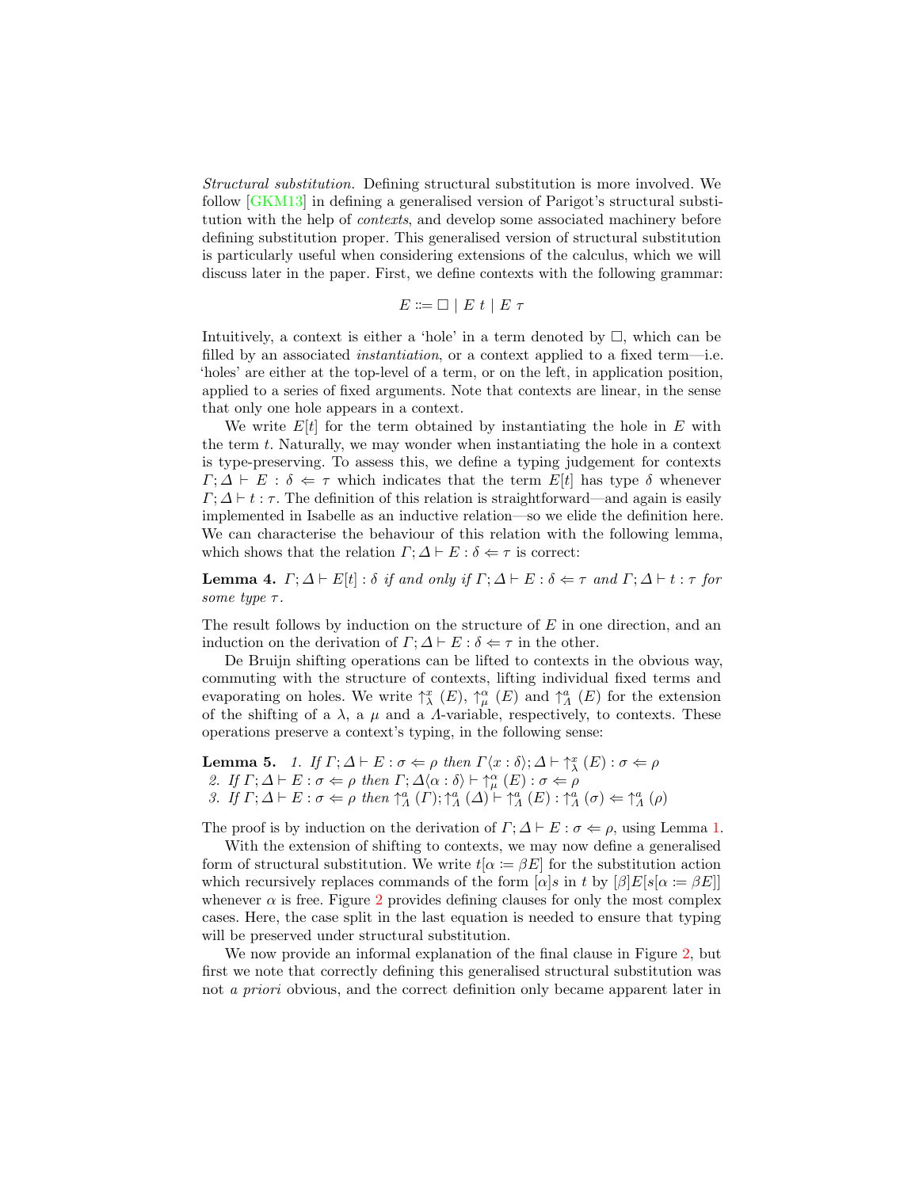*Structural substitution.* Defining structural substitution is more involved. We follow [GKM13] in defining a generalised version of Parigot's structural substitution with the help of *contexts*, and develop some associated machinery before defining substitution proper. This generalised version of structural substitution is particularly useful when considering extensions of the calculus, which we will discuss later in the paper. First, we define contexts with the following grammar:

$$E ::= \Box \mid E\ t \mid E\ \tau$$

Intuitively, a context is either a 'hole' in a term denoted by $\Box$, which can be filled by an associated *instantiation*, or a context applied to a fixed term—i.e. 'holes' are either at the top-level of a term, or on the left, in application position, applied to a series of fixed arguments. Note that contexts are linear, in the sense that only one hole appears in a context.

We write $E[t]$ for the term obtained by instantiating the hole in $E$ with the term $t$. Naturally, we may wonder when instantiating the hole in a context is type-preserving. To assess this, we define a typing judgement for contexts $\Gamma; \Delta \vdash E : \delta \Leftarrow \tau$ which indicates that the term $E[t]$ has type $\delta$ whenever $\Gamma; \Delta \vdash t : \tau$. The definition of this relation is straightforward—and again is easily implemented in Isabelle as an inductive relation—so we elide the definition here. We can characterise the behaviour of this relation with the following lemma, which shows that the relation $\Gamma; \Delta \vdash E : \delta \Leftarrow \tau$ is correct:

**Lemma 4.** *$\Gamma; \Delta \vdash E[t] : \delta$ if and only if $\Gamma; \Delta \vdash E : \delta \Leftarrow \tau$ and $\Gamma; \Delta \vdash t : \tau$ for some type $\tau$.*

The result follows by induction on the structure of $E$ in one direction, and an induction on the derivation of $\Gamma; \Delta \vdash E : \delta \Leftarrow \tau$ in the other.

De Bruijn shifting operations can be lifted to contexts in the obvious way, commuting with the structure of contexts, lifting individual fixed terms and evaporating on holes. We write $\uparrow^x_\lambda (E)$, $\uparrow^\alpha_\mu (E)$ and $\uparrow^a_\Lambda (E)$ for the extension of the shifting of a $\lambda$, a $\mu$ and a $\Lambda$-variable, respectively, to contexts. These operations preserve a context's typing, in the following sense:

**Lemma 5.** *1. If $\Gamma; \Delta \vdash E : \sigma \Leftarrow \rho$ then $\Gamma\langle x : \delta\rangle; \Delta \vdash \uparrow^x_\lambda (E) : \sigma \Leftarrow \rho$*
*2. If $\Gamma; \Delta \vdash E : \sigma \Leftarrow \rho$ then $\Gamma; \Delta\langle \alpha : \delta\rangle \vdash \uparrow^\alpha_\mu (E) : \sigma \Leftarrow \rho$*
*3. If $\Gamma; \Delta \vdash E : \sigma \Leftarrow \rho$ then $\uparrow^a_\Lambda (\Gamma); \uparrow^a_\Lambda (\Delta) \vdash \uparrow^a_\Lambda (E) : \uparrow^a_\Lambda (\sigma) \Leftarrow \uparrow^a_\Lambda (\rho)$*

The proof is by induction on the derivation of $\Gamma; \Delta \vdash E : \sigma \Leftarrow \rho$, using Lemma 1.

With the extension of shifting to contexts, we may now define a generalised form of structural substitution. We write $t[\alpha := \beta E]$ for the substitution action which recursively replaces commands of the form $[\alpha]s$ in $t$ by $[\beta]E[s[\alpha := \beta E]]$ whenever $\alpha$ is free. Figure 2 provides defining clauses for only the most complex cases. Here, the case split in the last equation is needed to ensure that typing will be preserved under structural substitution.

We now provide an informal explanation of the final clause in Figure 2, but first we note that correctly defining this generalised structural substitution was not *a priori* obvious, and the correct definition only became apparent later in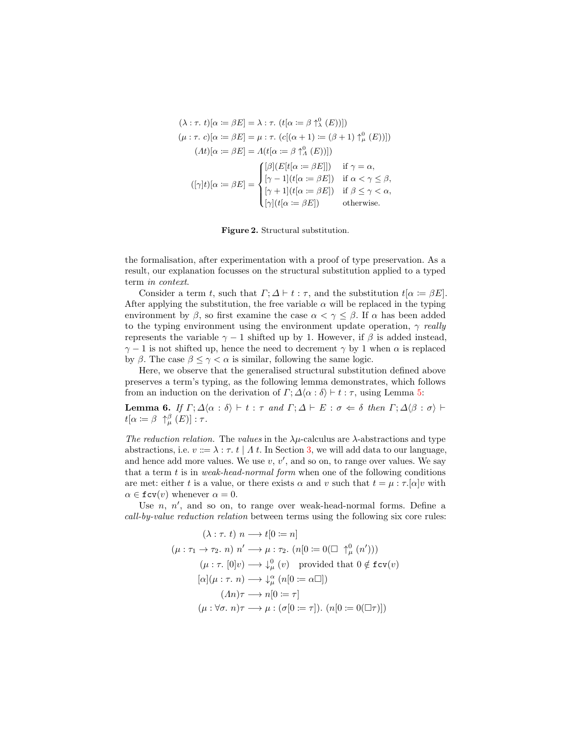$$
\begin{aligned}
(\lambda : \tau.\ t)[\alpha \coloneqq \beta E] &= \lambda : \tau.\ (t[\alpha \coloneqq \beta \uparrow^0_\lambda (E))]) \\
(\mu : \tau.\ c)[\alpha \coloneqq \beta E] &= \mu : \tau.\ (c[(\alpha + 1) \coloneqq (\beta + 1) \uparrow^0_\mu (E))]) \\
(\Lambda t)[\alpha \coloneqq \beta E] &= \Lambda(t[\alpha \coloneqq \beta \uparrow^0_\Lambda (E))]) \\
([\gamma]t)[\alpha \coloneqq \beta E] &= \begin{cases} [\beta](E[t[\alpha \coloneqq \beta E]]) & \text{if } \gamma = \alpha, \\ [\gamma - 1](t[\alpha \coloneqq \beta E]) & \text{if } \alpha < \gamma \leq \beta, \\ [\gamma + 1](t[\alpha \coloneqq \beta E]) & \text{if } \beta \leq \gamma < \alpha, \\ [\gamma](t[\alpha \coloneqq \beta E]) & \text{otherwise.} \end{cases}
\end{aligned}
$$

**Figure 2.** Structural substitution.

the formalisation, after experimentation with a proof of type preservation. As a result, our explanation focusses on the structural substitution applied to a typed term *in context*.

Consider a term $t$, such that $\Gamma; \Delta \vdash t : \tau$, and the substitution $t[\alpha \coloneqq \beta E]$. After applying the substitution, the free variable $\alpha$ will be replaced in the typing environment by $\beta$, so first examine the case $\alpha < \gamma \leq \beta$. If $\alpha$ has been added to the typing environment using the environment update operation, $\gamma$ *really* represents the variable $\gamma - 1$ shifted up by 1. However, if $\beta$ is added instead, $\gamma - 1$ is not shifted up, hence the need to decrement $\gamma$ by 1 when $\alpha$ is replaced by $\beta$. The case $\beta \leq \gamma < \alpha$ is similar, following the same logic.

Here, we observe that the generalised structural substitution defined above preserves a term's typing, as the following lemma demonstrates, which follows from an induction on the derivation of $\Gamma; \Delta\langle\alpha : \delta\rangle \vdash t : \tau$, using Lemma 5:

**Lemma 6.** *If $\Gamma; \Delta\langle\alpha : \delta\rangle \vdash t : \tau$ and $\Gamma; \Delta \vdash E : \sigma \Leftarrow \delta$ then $\Gamma; \Delta\langle\beta : \sigma\rangle \vdash t[\alpha \coloneqq \beta \ \uparrow^\beta_\mu (E)] : \tau$.*

*The reduction relation.* The *values* in the $\lambda\mu$-calculus are $\lambda$-abstractions and type abstractions, i.e. $v ::= \lambda : \tau.\ t \mid \Lambda\ t$. In Section 3, we will add data to our language, and hence add more values. We use $v$, $v'$, and so on, to range over values. We say that a term $t$ is in *weak-head-normal form* when one of the following conditions are met: either $t$ is a value, or there exists $\alpha$ and $v$ such that $t = \mu : \tau.[\alpha]v$ with $\alpha \in \mathtt{fcv}(v)$ whenever $\alpha = 0$.

Use $n$, $n'$, and so on, to range over weak-head-normal forms. Define a *call-by-value reduction relation* between terms using the following six core rules:

$$
\begin{aligned}
(\lambda : \tau.\ t)\ n &\longrightarrow t[0 \coloneqq n] \\
(\mu : \tau_1 \to \tau_2.\ n)\ n' &\longrightarrow \mu : \tau_2.\ (n[0 \coloneqq 0(\square\ \uparrow^0_\mu (n'))) \\
(\mu : \tau.\ [0]v) &\longrightarrow \downarrow^0_\mu (v) \quad \text{provided that } 0 \notin \mathtt{fcv}(v) \\
[\alpha](\mu : \tau.\ n) &\longrightarrow \downarrow^\alpha_\mu (n[0 \coloneqq \alpha\square]) \\
(\Lambda n)\tau &\longrightarrow n[0 \coloneqq \tau] \\
(\mu : \forall\sigma.\ n)\tau &\longrightarrow \mu : (\sigma[0 \coloneqq \tau]).\ (n[0 \coloneqq 0(\square\tau)])
\end{aligned}
$$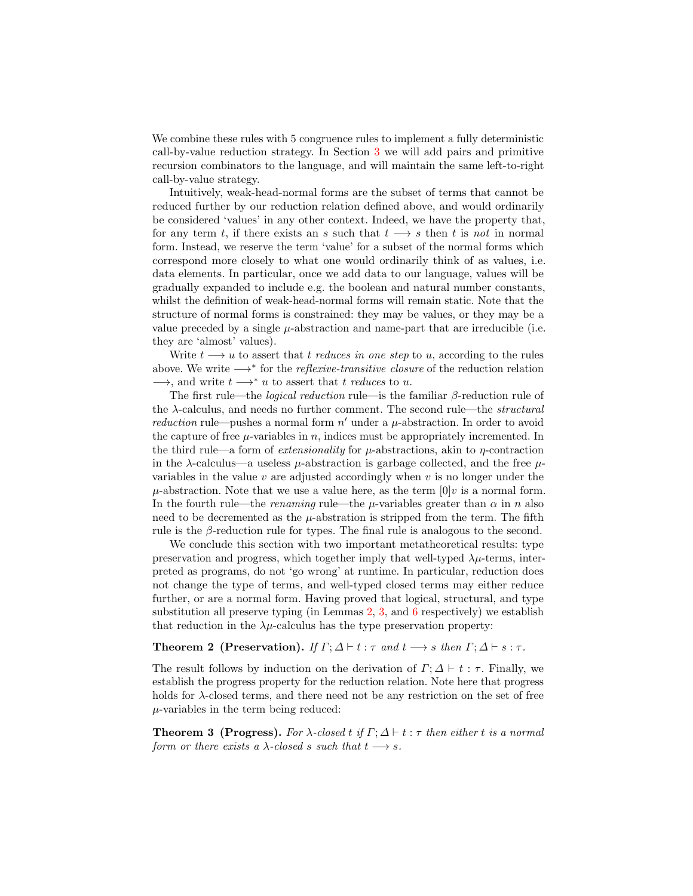We combine these rules with 5 congruence rules to implement a fully deterministic call-by-value reduction strategy. In Section 3 we will add pairs and primitive recursion combinators to the language, and will maintain the same left-to-right call-by-value strategy.

Intuitively, weak-head-normal forms are the subset of terms that cannot be reduced further by our reduction relation defined above, and would ordinarily be considered 'values' in any other context. Indeed, we have the property that, for any term $t$, if there exists an $s$ such that $t \longrightarrow s$ then $t$ is *not* in normal form. Instead, we reserve the term 'value' for a subset of the normal forms which correspond more closely to what one would ordinarily think of as values, i.e. data elements. In particular, once we add data to our language, values will be gradually expanded to include e.g. the boolean and natural number constants, whilst the definition of weak-head-normal forms will remain static. Note that the structure of normal forms is constrained: they may be values, or they may be a value preceded by a single $\mu$-abstraction and name-part that are irreducible (i.e. they are 'almost' values).

Write $t \longrightarrow u$ to assert that $t$ *reduces in one step* to $u$, according to the rules above. We write $\longrightarrow^*$ for the *reflexive-transitive closure* of the reduction relation $\longrightarrow$, and write $t \longrightarrow^* u$ to assert that $t$ *reduces* to $u$.

The first rule—the *logical reduction* rule—is the familiar $\beta$-reduction rule of the $\lambda$-calculus, and needs no further comment. The second rule—the *structural reduction* rule—pushes a normal form $n'$ under a $\mu$-abstraction. In order to avoid the capture of free $\mu$-variables in $n$, indices must be appropriately incremented. In the third rule—a form of *extensionality* for $\mu$-abstractions, akin to $\eta$-contraction in the $\lambda$-calculus—a useless $\mu$-abstraction is garbage collected, and the free $\mu$-variables in the value $v$ are adjusted accordingly when $v$ is no longer under the $\mu$-abstraction. Note that we use a value here, as the term $[0]v$ is a normal form. In the fourth rule—the *renaming* rule—the $\mu$-variables greater than $\alpha$ in $n$ also need to be decremented as the $\mu$-abstration is stripped from the term. The fifth rule is the $\beta$-reduction rule for types. The final rule is analogous to the second.

We conclude this section with two important metatheoretical results: type preservation and progress, which together imply that well-typed $\lambda\mu$-terms, interpreted as programs, do not 'go wrong' at runtime. In particular, reduction does not change the type of terms, and well-typed closed terms may either reduce further, or are a normal form. Having proved that logical, structural, and type substitution all preserve typing (in Lemmas 2, 3, and 6 respectively) we establish that reduction in the $\lambda\mu$-calculus has the type preservation property:

**Theorem 2 (Preservation).** *If $\Gamma; \Delta \vdash t : \tau$ and $t \longrightarrow s$ then $\Gamma; \Delta \vdash s : \tau$.*

The result follows by induction on the derivation of $\Gamma; \Delta \vdash t : \tau$. Finally, we establish the progress property for the reduction relation. Note here that progress holds for $\lambda$-closed terms, and there need not be any restriction on the set of free $\mu$-variables in the term being reduced:

**Theorem 3 (Progress).** *For $\lambda$-closed $t$ if $\Gamma; \Delta \vdash t : \tau$ then either $t$ is a normal form or there exists a $\lambda$-closed $s$ such that $t \longrightarrow s$.*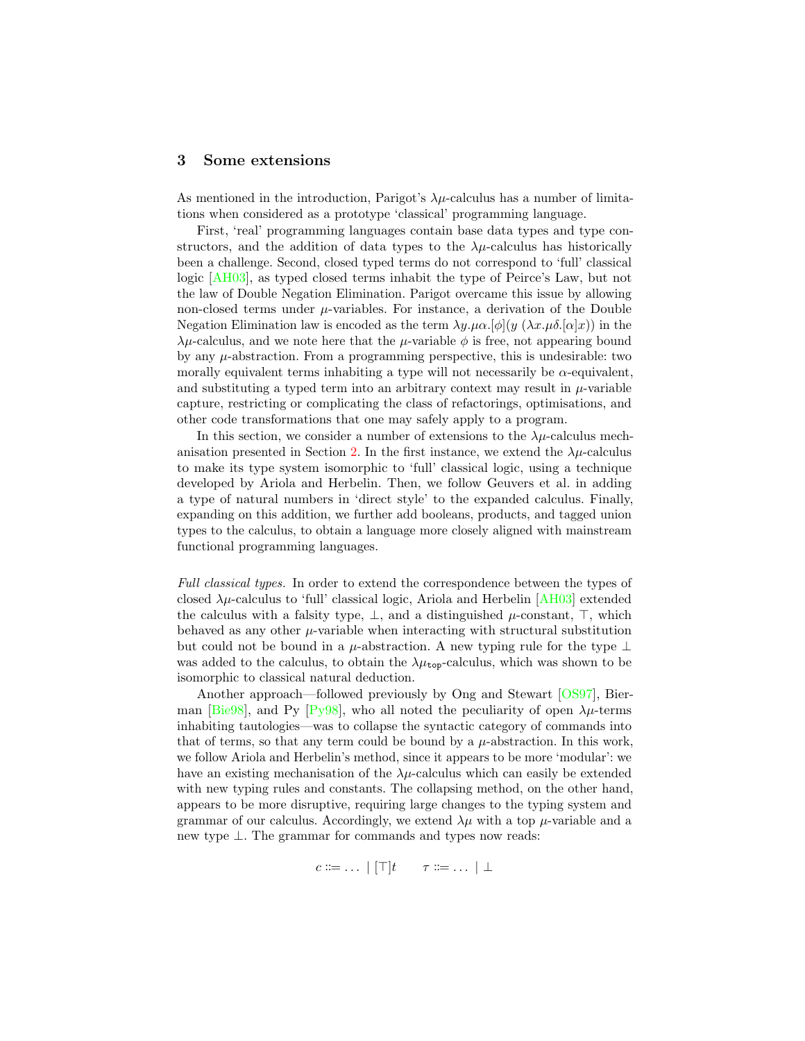## 3 Some extensions

As mentioned in the introduction, Parigot's $\lambda\mu$-calculus has a number of limitations when considered as a prototype 'classical' programming language.

First, 'real' programming languages contain base data types and type constructors, and the addition of data types to the $\lambda\mu$-calculus has historically been a challenge. Second, closed typed terms do not correspond to 'full' classical logic [AH03], as typed closed terms inhabit the type of Peirce's Law, but not the law of Double Negation Elimination. Parigot overcame this issue by allowing non-closed terms under $\mu$-variables. For instance, a derivation of the Double Negation Elimination law is encoded as the term $\lambda y.\mu\alpha.[\phi](y\ (\lambda x.\mu\delta.[\alpha]x))$ in the $\lambda\mu$-calculus, and we note here that the $\mu$-variable $\phi$ is free, not appearing bound by any $\mu$-abstraction. From a programming perspective, this is undesirable: two morally equivalent terms inhabiting a type will not necessarily be $\alpha$-equivalent, and substituting a typed term into an arbitrary context may result in $\mu$-variable capture, restricting or complicating the class of refactorings, optimisations, and other code transformations that one may safely apply to a program.

In this section, we consider a number of extensions to the $\lambda\mu$-calculus mechanisation presented in Section 2. In the first instance, we extend the $\lambda\mu$-calculus to make its type system isomorphic to 'full' classical logic, using a technique developed by Ariola and Herbelin. Then, we follow Geuvers et al. in adding a type of natural numbers in 'direct style' to the expanded calculus. Finally, expanding on this addition, we further add booleans, products, and tagged union types to the calculus, to obtain a language more closely aligned with mainstream functional programming languages.

*Full classical types.* In order to extend the correspondence between the types of closed $\lambda\mu$-calculus to 'full' classical logic, Ariola and Herbelin [AH03] extended the calculus with a falsity type, $\bot$, and a distinguished $\mu$-constant, $\top$, which behaved as any other $\mu$-variable when interacting with structural substitution but could not be bound in a $\mu$-abstraction. A new typing rule for the type $\bot$ was added to the calculus, to obtain the $\lambda\mu_{\texttt{top}}$-calculus, which was shown to be isomorphic to classical natural deduction.

Another approach—followed previously by Ong and Stewart [OS97], Bierman [Bie98], and Py [Py98], who all noted the peculiarity of open $\lambda\mu$-terms inhabiting tautologies—was to collapse the syntactic category of commands into that of terms, so that any term could be bound by a $\mu$-abstraction. In this work, we follow Ariola and Herbelin's method, since it appears to be more 'modular': we have an existing mechanisation of the $\lambda\mu$-calculus which can easily be extended with new typing rules and constants. The collapsing method, on the other hand, appears to be more disruptive, requiring large changes to the typing system and grammar of our calculus. Accordingly, we extend $\lambda\mu$ with a top $\mu$-variable and a new type $\bot$. The grammar for commands and types now reads:

$$c ::= \ldots \mid [\top]t \qquad \tau ::= \ldots \mid \bot$$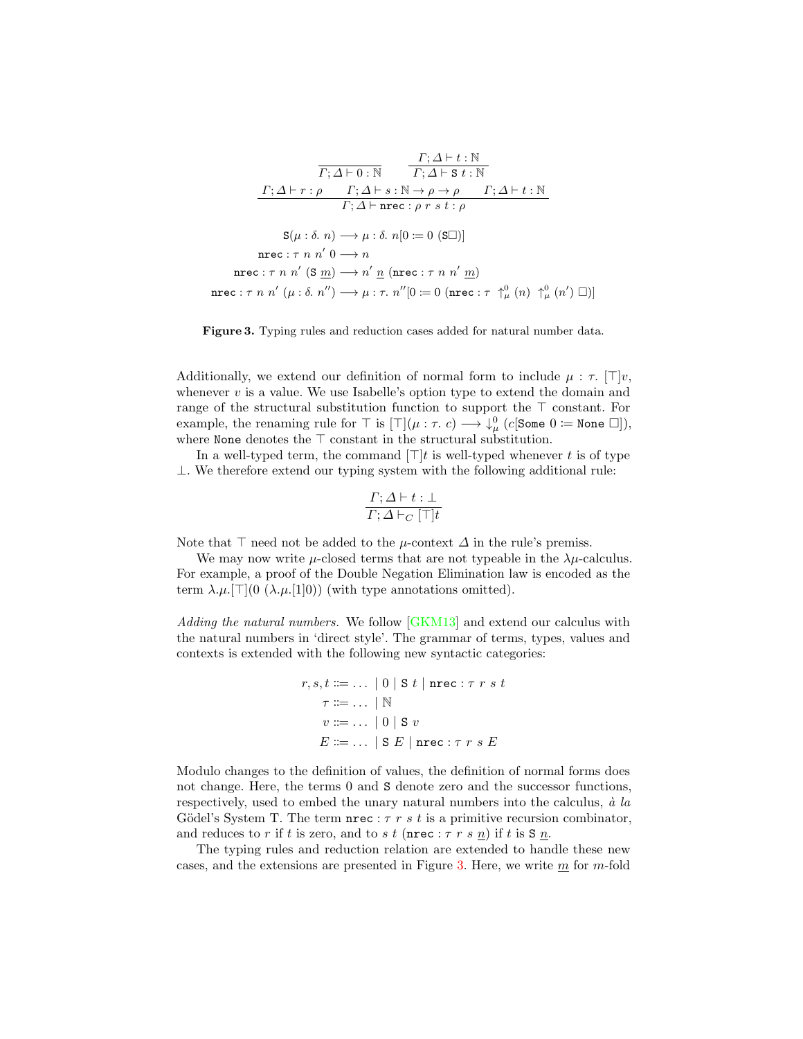$$\frac{}{\Gamma; \Delta \vdash 0 : \mathbb{N}} \qquad \frac{\Gamma; \Delta \vdash t : \mathbb{N}}{\Gamma; \Delta \vdash \mathtt{S}\ t : \mathbb{N}}$$

$$\frac{\Gamma; \Delta \vdash r : \rho \qquad \Gamma; \Delta \vdash s : \mathbb{N} \to \rho \to \rho \qquad \Gamma; \Delta \vdash t : \mathbb{N}}{\Gamma; \Delta \vdash \mathtt{nrec} : \rho\ r\ s\ t : \rho}$$

$$\mathtt{S}(\mu : \delta.\ n) \longrightarrow \mu : \delta.\ n[0 \coloneqq 0\ (\mathtt{S}\Box)]$$

$$\mathtt{nrec} : \tau\ n\ n'\ 0 \longrightarrow n$$

$$\mathtt{nrec} : \tau\ n\ n'\ (\mathtt{S}\ \underline{m}) \longrightarrow n'\ \underline{n}\ (\mathtt{nrec} : \tau\ n\ n'\ \underline{m})$$

$$\mathtt{nrec} : \tau\ n\ n'\ (\mu : \delta.\ n'') \longrightarrow \mu : \tau.\ n''[0 \coloneqq 0\ (\mathtt{nrec} : \tau\ \uparrow^0_\mu (n)\ \uparrow^0_\mu (n')\ \Box)]$$

**Figure 3.** Typing rules and reduction cases added for natural number data.

Additionally, we extend our definition of normal form to include $\mu : \tau.\ [\top]v$, whenever $v$ is a value. We use Isabelle's option type to extend the domain and range of the structural substitution function to support the $\top$ constant. For example, the renaming rule for $\top$ is $[\top](\mu : \tau.\ c) \longrightarrow \downarrow^0_\mu (c[\mathtt{Some}\ 0 \coloneqq \mathtt{None}\ \Box])$, where None denotes the $\top$ constant in the structural substitution.

In a well-typed term, the command $[\top]t$ is well-typed whenever $t$ is of type $\bot$. We therefore extend our typing system with the following additional rule:

$$\frac{\Gamma; \Delta \vdash t : \bot}{\Gamma; \Delta \vdash_C [\top]t}$$

Note that $\top$ need not be added to the $\mu$-context $\Delta$ in the rule's premiss.

We may now write $\mu$-closed terms that are not typeable in the $\lambda\mu$-calculus. For example, a proof of the Double Negation Elimination law is encoded as the term $\lambda.\mu.[\top](0\ (\lambda.\mu.[1]0))$ (with type annotations omitted).

*Adding the natural numbers.* We follow [GKM13] and extend our calculus with the natural numbers in 'direct style'. The grammar of terms, types, values and contexts is extended with the following new syntactic categories:

$$\begin{aligned} r, s, t &::= \ldots \mid 0 \mid \mathtt{S}\ t \mid \mathtt{nrec} : \tau\ r\ s\ t \\ \tau &::= \ldots \mid \mathbb{N} \\ v &::= \ldots \mid 0 \mid \mathtt{S}\ v \\ E &::= \ldots \mid \mathtt{S}\ E \mid \mathtt{nrec} : \tau\ r\ s\ E \end{aligned}$$

Modulo changes to the definition of values, the definition of normal forms does not change. Here, the terms 0 and S denote zero and the successor functions, respectively, used to embed the unary natural numbers into the calculus, *à la* Gödel's System T. The term $\mathtt{nrec} : \tau\ r\ s\ t$ is a primitive recursion combinator, and reduces to $r$ if $t$ is zero, and to $s\ t\ (\mathtt{nrec} : \tau\ r\ s\ \underline{n})$ if $t$ is $\mathtt{S}\ \underline{n}$.

The typing rules and reduction relation are extended to handle these new cases, and the extensions are presented in Figure 3. Here, we write $\underline{m}$ for $m$-fold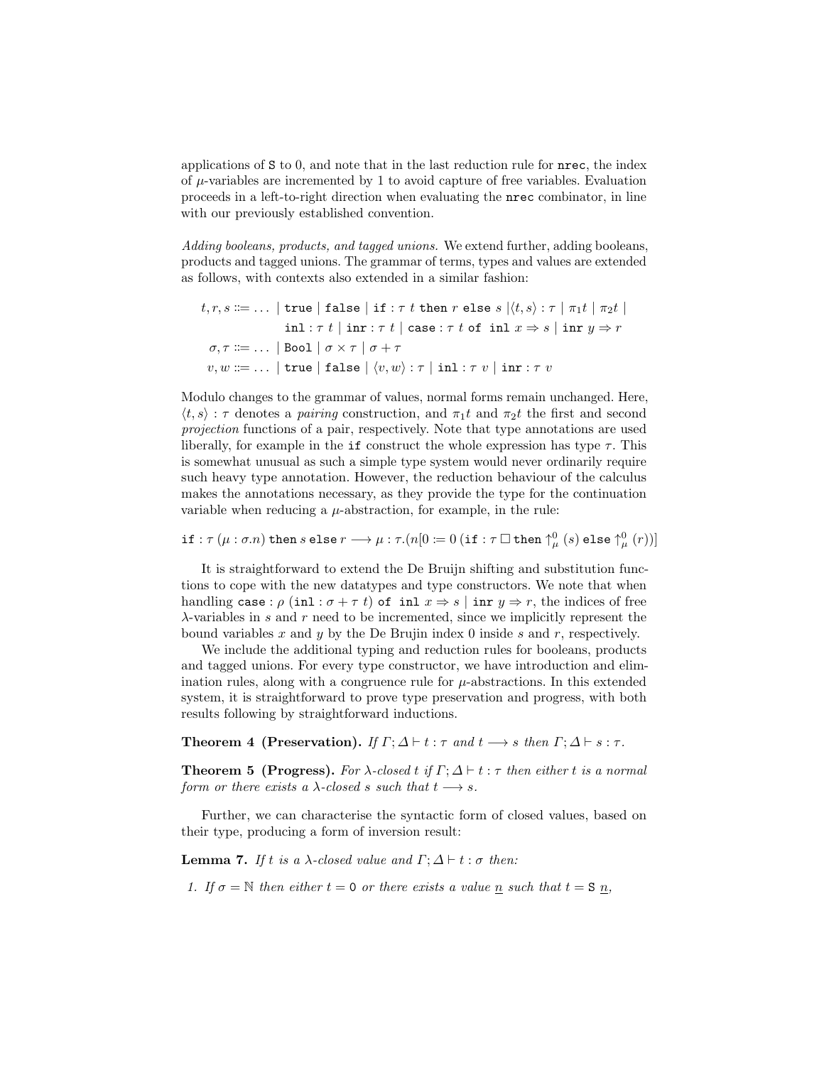applications of S to 0, and note that in the last reduction rule for nrec, the index of $\mu$-variables are incremented by 1 to avoid capture of free variables. Evaluation proceeds in a left-to-right direction when evaluating the nrec combinator, in line with our previously established convention.

*Adding booleans, products, and tagged unions.* We extend further, adding booleans, products and tagged unions. The grammar of terms, types and values are extended as follows, with contexts also extended in a similar fashion:

$$
\begin{aligned}
t, r, s &::= \ldots \mid \mathtt{true} \mid \mathtt{false} \mid \mathtt{if} : \tau\ t\ \mathtt{then}\ r\ \mathtt{else}\ s \mid \langle t, s\rangle : \tau \mid \pi_1 t \mid \pi_2 t \mid \\
&\qquad \mathtt{inl} : \tau\ t \mid \mathtt{inr} : \tau\ t \mid \mathtt{case} : \tau\ t\ \mathtt{of}\ \mathtt{inl}\ x \Rightarrow s \mid \mathtt{inr}\ y \Rightarrow r \\
\sigma, \tau &::= \ldots \mid \mathtt{Bool} \mid \sigma \times \tau \mid \sigma + \tau \\
v, w &::= \ldots \mid \mathtt{true} \mid \mathtt{false} \mid \langle v, w\rangle : \tau \mid \mathtt{inl} : \tau\ v \mid \mathtt{inr} : \tau\ v
\end{aligned}
$$

Modulo changes to the grammar of values, normal forms remain unchanged. Here, $\langle t, s\rangle : \tau$ denotes a *pairing* construction, and $\pi_1 t$ and $\pi_2 t$ the first and second *projection* functions of a pair, respectively. Note that type annotations are used liberally, for example in the if construct the whole expression has type $\tau$. This is somewhat unusual as such a simple type system would never ordinarily require such heavy type annotation. However, the reduction behaviour of the calculus makes the annotations necessary, as they provide the type for the continuation variable when reducing a $\mu$-abstraction, for example, in the rule:

$$
\mathtt{if} : \tau\ (\mu : \sigma.n)\ \mathtt{then}\ s\ \mathtt{else}\ r \longrightarrow \mu : \tau.(n[0 := 0\ (\mathtt{if} : \tau\ \square\ \mathtt{then} \uparrow^0_\mu (s)\ \mathtt{else} \uparrow^0_\mu (r))]
$$

It is straightforward to extend the De Bruijn shifting and substitution functions to cope with the new datatypes and type constructors. We note that when handling $\mathtt{case} : \rho\ (\mathtt{inl} : \sigma + \tau\ t)\ \mathtt{of}\ \mathtt{inl}\ x \Rightarrow s \mid \mathtt{inr}\ y \Rightarrow r$, the indices of free $\lambda$-variables in $s$ and $r$ need to be incremented, since we implicitly represent the bound variables $x$ and $y$ by the De Brujin index 0 inside $s$ and $r$, respectively.

We include the additional typing and reduction rules for booleans, products and tagged unions. For every type constructor, we have introduction and elimination rules, along with a congruence rule for $\mu$-abstractions. In this extended system, it is straightforward to prove type preservation and progress, with both results following by straightforward inductions.

**Theorem 4 (Preservation).** *If $\Gamma; \Delta \vdash t : \tau$ and $t \longrightarrow s$ then $\Gamma; \Delta \vdash s : \tau$.*

**Theorem 5 (Progress).** *For $\lambda$-closed $t$ if $\Gamma; \Delta \vdash t : \tau$ then either $t$ is a normal form or there exists a $\lambda$-closed $s$ such that $t \longrightarrow s$.*

Further, we can characterise the syntactic form of closed values, based on their type, producing a form of inversion result:

**Lemma 7.** *If $t$ is a $\lambda$-closed value and $\Gamma; \Delta \vdash t : \sigma$ then:*

1. *If $\sigma = \mathbb{N}$ then either $t = \mathtt{0}$ or there exists a value $\underline{n}$ such that $t = \mathtt{S}\ \underline{n}$,*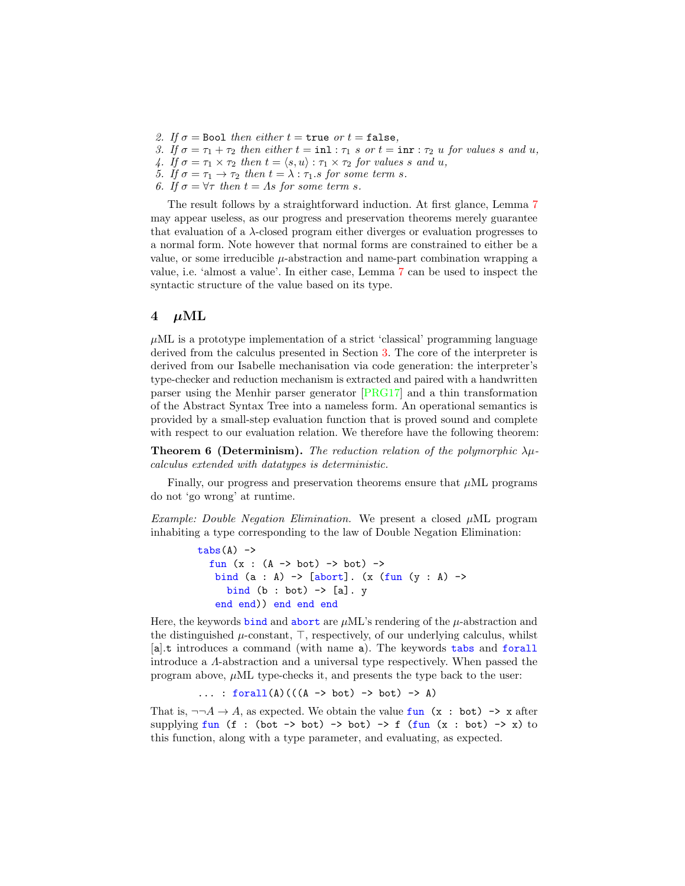2. *If* $\sigma = \texttt{Bool}$ *then either* $t = \texttt{true}$ *or* $t = \texttt{false}$,
3. *If* $\sigma = \tau_1 + \tau_2$ *then either* $t = \texttt{inl} : \tau_1\ s$ *or* $t = \texttt{inr} : \tau_2\ u$ *for values* $s$ *and* $u$,
4. *If* $\sigma = \tau_1 \times \tau_2$ *then* $t = \langle s, u\rangle : \tau_1 \times \tau_2$ *for values* $s$ *and* $u$,
5. *If* $\sigma = \tau_1 \rightarrow \tau_2$ *then* $t = \lambda : \tau_1.s$ *for some term* $s$.
6. *If* $\sigma = \forall\tau$ *then* $t = \Lambda s$ *for some term* $s$.

The result follows by a straightforward induction. At first glance, Lemma 7 may appear useless, as our progress and preservation theorems merely guarantee that evaluation of a $\lambda$-closed program either diverges or evaluation progresses to a normal form. Note however that normal forms are constrained to either be a value, or some irreducible $\mu$-abstraction and name-part combination wrapping a value, i.e. 'almost a value'. In either case, Lemma 7 can be used to inspect the syntactic structure of the value based on its type.

## 4 $\mu$ML

$\mu$ML is a prototype implementation of a strict 'classical' programming language derived from the calculus presented in Section 3. The core of the interpreter is derived from our Isabelle mechanisation via code generation: the interpreter's type-checker and reduction mechanism is extracted and paired with a handwritten parser using the Menhir parser generator [PRG17] and a thin transformation of the Abstract Syntax Tree into a nameless form. An operational semantics is provided by a small-step evaluation function that is proved sound and complete with respect to our evaluation relation. We therefore have the following theorem:

**Theorem 6 (Determinism).** *The reduction relation of the polymorphic $\lambda\mu$-calculus extended with datatypes is deterministic.*

Finally, our progress and preservation theorems ensure that $\mu$ML programs do not 'go wrong' at runtime.

*Example: Double Negation Elimination.* We present a closed $\mu$ML program inhabiting a type corresponding to the law of Double Negation Elimination:

```
tabs(A) ->
  fun (x : (A -> bot) -> bot) ->
   bind (a : A) -> [abort]. (x (fun (y : A) ->
     bind (b : bot) -> [a]. y
   end end)) end end end
```

Here, the keywords `bind` and `abort` are $\mu$ML's rendering of the $\mu$-abstraction and the distinguished $\mu$-constant, $\top$, respectively, of our underlying calculus, whilst `[a].t` introduces a command (with name `a`). The keywords `tabs` and `forall` introduce a $\Lambda$-abstraction and a universal type respectively. When passed the program above, $\mu$ML type-checks it, and presents the type back to the user:

```
... : forall(A)(((A -> bot) -> bot) -> A)
```

That is, $\neg\neg A \rightarrow A$, as expected. We obtain the value `fun (x : bot) -> x` after supplying `fun (f : (bot -> bot) -> bot) -> f (fun (x : bot) -> x)` to this function, along with a type parameter, and evaluating, as expected.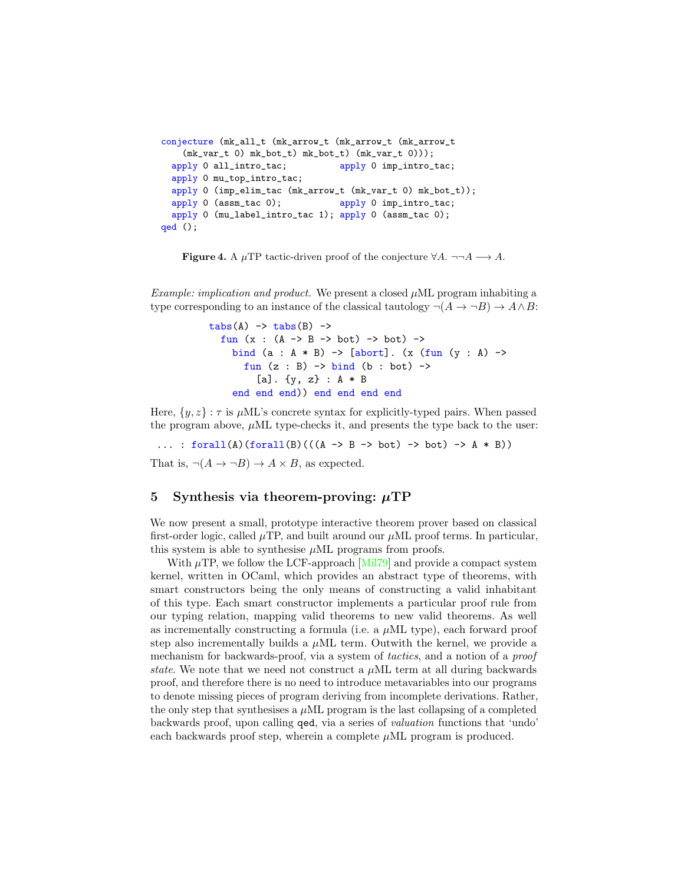```
conjecture (mk_all_t (mk_arrow_t (mk_arrow_t (mk_arrow_t
    (mk_var_t 0) mk_bot_t) mk_bot_t) (mk_var_t 0)));
  apply 0 all_intro_tac;          apply 0 imp_intro_tac;
  apply 0 mu_top_intro_tac;
  apply 0 (imp_elim_tac (mk_arrow_t (mk_var_t 0) mk_bot_t));
  apply 0 (assm_tac 0);           apply 0 imp_intro_tac;
  apply 0 (mu_label_intro_tac 1); apply 0 (assm_tac 0);
qed ();
```

**Figure 4.** A $\mu$TP tactic-driven proof of the conjecture $\forall A.\ \neg\neg A \longrightarrow A$.

*Example: implication and product.* We present a closed $\mu$ML program inhabiting a type corresponding to an instance of the classical tautology $\neg(A \to \neg B) \to A \wedge B$:

```
tabs(A) -> tabs(B) ->
  fun (x : (A -> B -> bot) -> bot) ->
    bind (a : A * B) -> [abort]. (x (fun (y : A) ->
      fun (z : B) -> bind (b : bot) ->
        [a]. {y, z} : A * B
    end end end)) end end end end
```

Here, $\{y, z\} : \tau$ is $\mu$ML's concrete syntax for explicitly-typed pairs. When passed the program above, $\mu$ML type-checks it, and presents the type back to the user:

```
... : forall(A)(forall(B)(((A -> B -> bot) -> bot) -> A * B))
```

That is, $\neg(A \to \neg B) \to A \times B$, as expected.

## 5 Synthesis via theorem-proving: $\mu$TP

We now present a small, prototype interactive theorem prover based on classical first-order logic, called $\mu$TP, and built around our $\mu$ML proof terms. In particular, this system is able to synthesise $\mu$ML programs from proofs.

With $\mu$TP, we follow the LCF-approach [Mil79] and provide a compact system kernel, written in OCaml, which provides an abstract type of theorems, with smart constructors being the only means of constructing a valid inhabitant of this type. Each smart constructor implements a particular proof rule from our typing relation, mapping valid theorems to new valid theorems. As well as incrementally constructing a formula (i.e. a $\mu$ML type), each forward proof step also incrementally builds a $\mu$ML term. Outwith the kernel, we provide a mechanism for backwards-proof, via a system of *tactics*, and a notion of a *proof state*. We note that we need not construct a $\mu$ML term at all during backwards proof, and therefore there is no need to introduce metavariables into our programs to denote missing pieces of program deriving from incomplete derivations. Rather, the only step that synthesises a $\mu$ML program is the last collapsing of a completed backwards proof, upon calling `qed`, via a series of *valuation* functions that 'undo' each backwards proof step, wherein a complete $\mu$ML program is produced.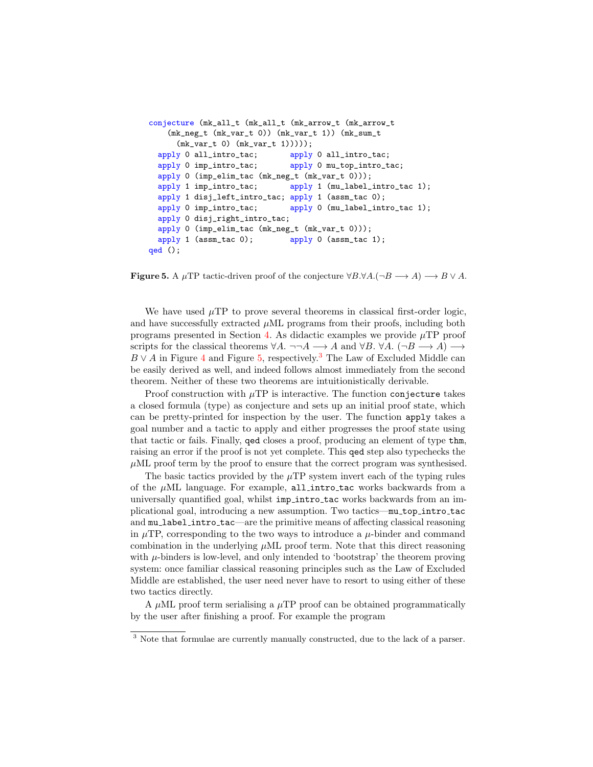```
conjecture (mk_all_t (mk_all_t (mk_arrow_t (mk_arrow_t
    (mk_neg_t (mk_var_t 0)) (mk_var_t 1)) (mk_sum_t
      (mk_var_t 0) (mk_var_t 1)))));
  apply 0 all_intro_tac;       apply 0 all_intro_tac;
  apply 0 imp_intro_tac;       apply 0 mu_top_intro_tac;
  apply 0 (imp_elim_tac (mk_neg_t (mk_var_t 0)));
  apply 1 imp_intro_tac;       apply 1 (mu_label_intro_tac 1);
  apply 1 disj_left_intro_tac; apply 1 (assm_tac 0);
  apply 0 imp_intro_tac;       apply 0 (mu_label_intro_tac 1);
  apply 0 disj_right_intro_tac;
  apply 0 (imp_elim_tac (mk_neg_t (mk_var_t 0)));
  apply 1 (assm_tac 0);        apply 0 (assm_tac 1);
qed ();
```

**Figure 5.** A $\mu$TP tactic-driven proof of the conjecture $\forall B. \forall A. (\neg B \longrightarrow A) \longrightarrow B \vee A$.

We have used $\mu$TP to prove several theorems in classical first-order logic, and have successfully extracted $\mu$ML programs from their proofs, including both programs presented in Section 4. As didactic examples we provide $\mu$TP proof scripts for the classical theorems $\forall A.\ \neg\neg A \longrightarrow A$ and $\forall B.\ \forall A.\ (\neg B \longrightarrow A) \longrightarrow B \vee A$ in Figure 4 and Figure 5, respectively.[3] The Law of Excluded Middle can be easily derived as well, and indeed follows almost immediately from the second theorem. Neither of these two theorems are intuitionistically derivable.

Proof construction with $\mu$TP is interactive. The function `conjecture` takes a closed formula (type) as conjecture and sets up an initial proof state, which can be pretty-printed for inspection by the user. The function `apply` takes a goal number and a tactic to apply and either progresses the proof state using that tactic or fails. Finally, `qed` closes a proof, producing an element of type `thm`, raising an error if the proof is not yet complete. This `qed` step also typechecks the $\mu$ML proof term by the proof to ensure that the correct program was synthesised.

The basic tactics provided by the $\mu$TP system invert each of the typing rules of the $\mu$ML language. For example, `all_intro_tac` works backwards from a universally quantified goal, whilst `imp_intro_tac` works backwards from an implicational goal, introducing a new assumption. Two tactics—`mu_top_intro_tac` and `mu_label_intro_tac`—are the primitive means of affecting classical reasoning in $\mu$TP, corresponding to the two ways to introduce a $\mu$-binder and command combination in the underlying $\mu$ML proof term. Note that this direct reasoning with $\mu$-binders is low-level, and only intended to 'bootstrap' the theorem proving system: once familiar classical reasoning principles such as the Law of Excluded Middle are established, the user need never have to resort to using either of these two tactics directly.

A $\mu$ML proof term serialising a $\mu$TP proof can be obtained programmatically by the user after finishing a proof. For example the program

[3] Note that formulae are currently manually constructed, due to the lack of a parser.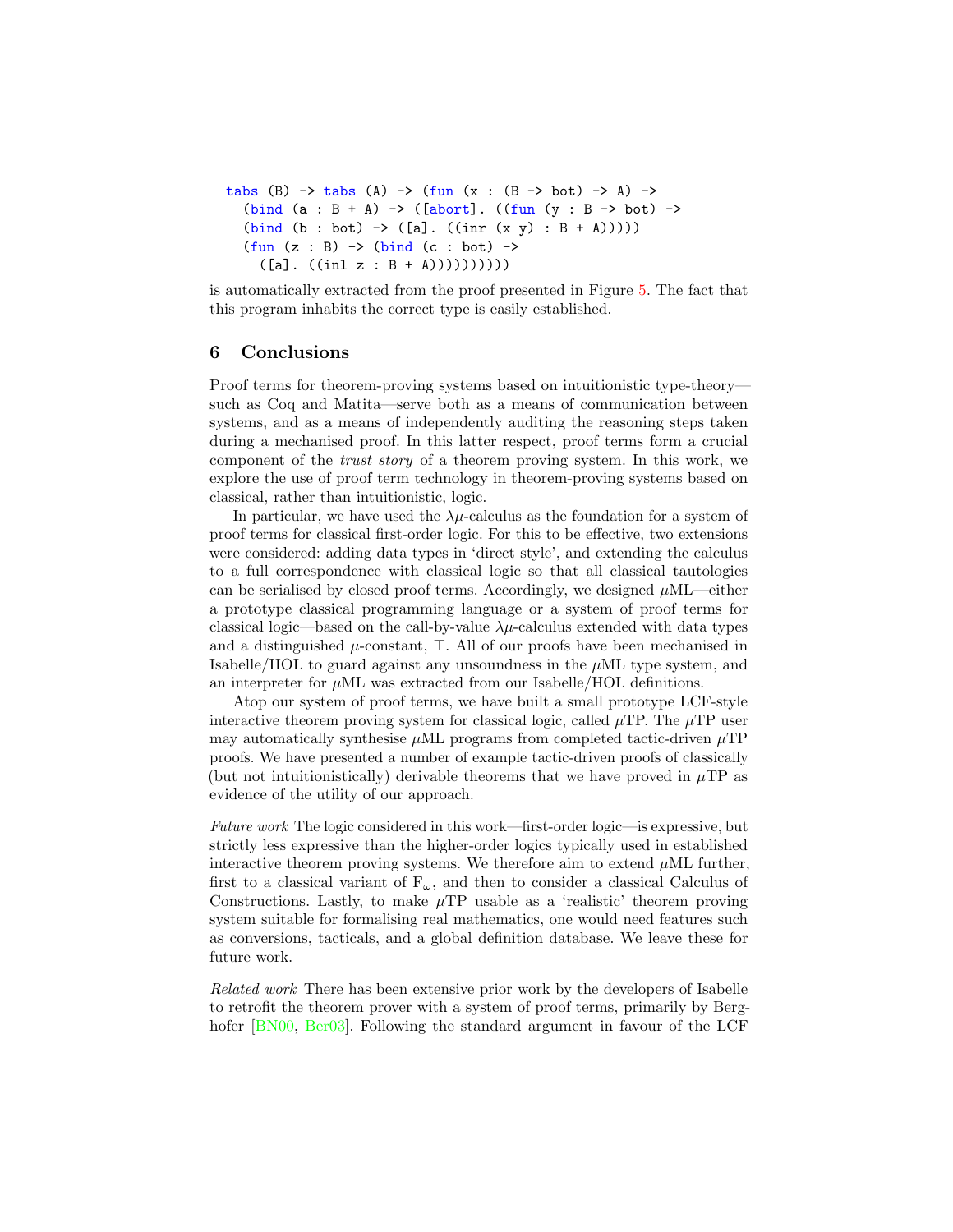```
tabs (B) -> tabs (A) -> (fun (x : (B -> bot) -> A) ->
  (bind (a : B + A) -> ([abort]. ((fun (y : B -> bot) ->
  (bind (b : bot) -> ([a]. ((inr (x y) : B + A)))))
  (fun (z : B) -> (bind (c : bot) ->
    ([a]. ((inl z : B + A))))))))))
```

is automatically extracted from the proof presented in Figure 5. The fact that this program inhabits the correct type is easily established.

## 6 Conclusions

Proof terms for theorem-proving systems based on intuitionistic type-theory—such as Coq and Matita—serve both as a means of communication between systems, and as a means of independently auditing the reasoning steps taken during a mechanised proof. In this latter respect, proof terms form a crucial component of the *trust story* of a theorem proving system. In this work, we explore the use of proof term technology in theorem-proving systems based on classical, rather than intuitionistic, logic.

In particular, we have used the $\lambda\mu$-calculus as the foundation for a system of proof terms for classical first-order logic. For this to be effective, two extensions were considered: adding data types in 'direct style', and extending the calculus to a full correspondence with classical logic so that all classical tautologies can be serialised by closed proof terms. Accordingly, we designed $\mu$ML—either a prototype classical programming language or a system of proof terms for classical logic—based on the call-by-value $\lambda\mu$-calculus extended with data types and a distinguished $\mu$-constant, $\top$. All of our proofs have been mechanised in Isabelle/HOL to guard against any unsoundness in the $\mu$ML type system, and an interpreter for $\mu$ML was extracted from our Isabelle/HOL definitions.

Atop our system of proof terms, we have built a small prototype LCF-style interactive theorem proving system for classical logic, called $\mu$TP. The $\mu$TP user may automatically synthesise $\mu$ML programs from completed tactic-driven $\mu$TP proofs. We have presented a number of example tactic-driven proofs of classically (but not intuitionistically) derivable theorems that we have proved in $\mu$TP as evidence of the utility of our approach.

*Future work* The logic considered in this work—first-order logic—is expressive, but strictly less expressive than the higher-order logics typically used in established interactive theorem proving systems. We therefore aim to extend $\mu$ML further, first to a classical variant of $F_\omega$, and then to consider a classical Calculus of Constructions. Lastly, to make $\mu$TP usable as a 'realistic' theorem proving system suitable for formalising real mathematics, one would need features such as conversions, tacticals, and a global definition database. We leave these for future work.

*Related work* There has been extensive prior work by the developers of Isabelle to retrofit the theorem prover with a system of proof terms, primarily by Berghofer [BN00, Ber03]. Following the standard argument in favour of the LCF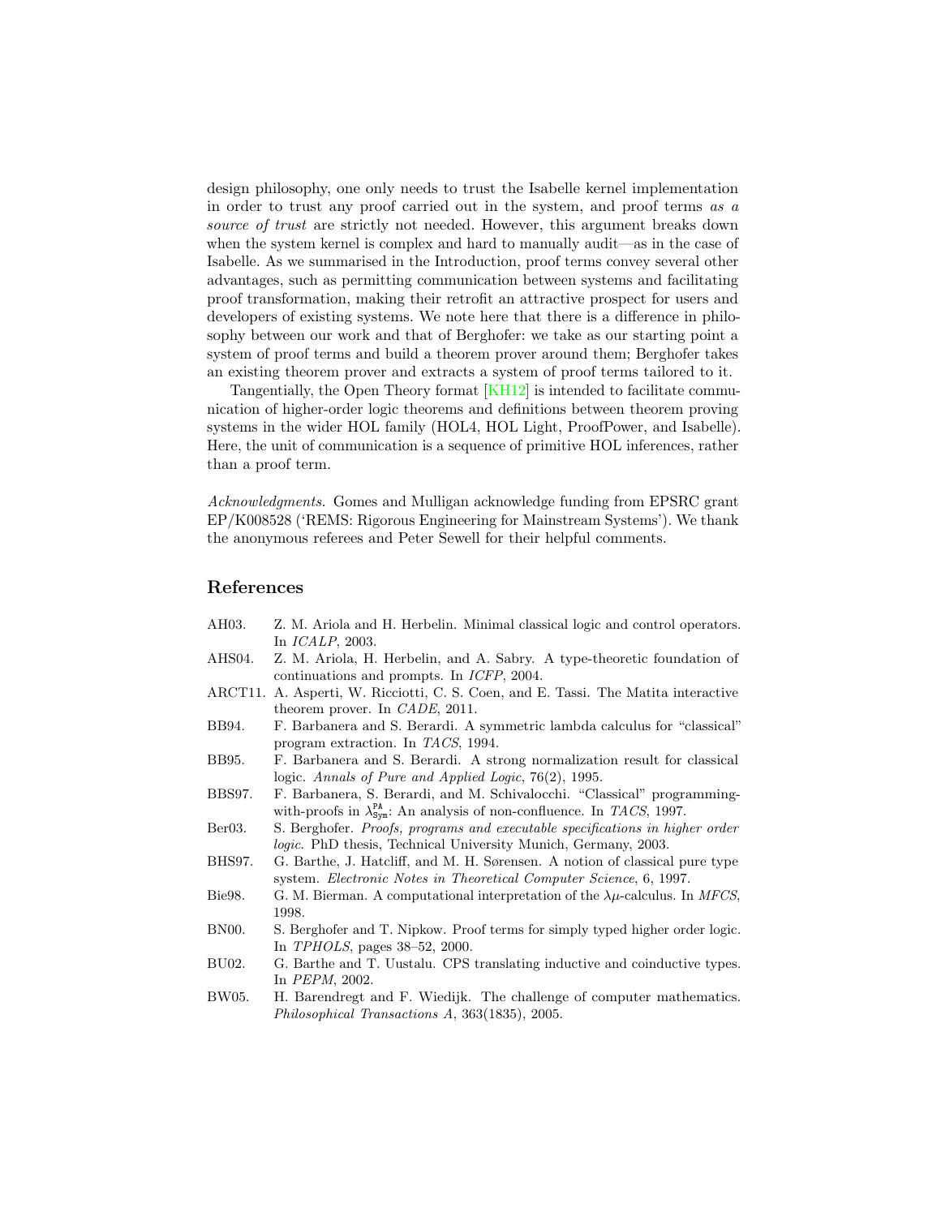design philosophy, one only needs to trust the Isabelle kernel implementation in order to trust any proof carried out in the system, and proof terms *as a source of trust* are strictly not needed. However, this argument breaks down when the system kernel is complex and hard to manually audit—as in the case of Isabelle. As we summarised in the Introduction, proof terms convey several other advantages, such as permitting communication between systems and facilitating proof transformation, making their retrofit an attractive prospect for users and developers of existing systems. We note here that there is a difference in philosophy between our work and that of Berghofer: we take as our starting point a system of proof terms and build a theorem prover around them; Berghofer takes an existing theorem prover and extracts a system of proof terms tailored to it.

Tangentially, the Open Theory format [KH12] is intended to facilitate communication of higher-order logic theorems and definitions between theorem proving systems in the wider HOL family (HOL4, HOL Light, ProofPower, and Isabelle). Here, the unit of communication is a sequence of primitive HOL inferences, rather than a proof term.

*Acknowledgments.* Gomes and Mulligan acknowledge funding from EPSRC grant EP/K008528 ('REMS: Rigorous Engineering for Mainstream Systems'). We thank the anonymous referees and Peter Sewell for their helpful comments.

## References

- AH03. Z. M. Ariola and H. Herbelin. Minimal classical logic and control operators. In *ICALP*, 2003.
- AHS04. Z. M. Ariola, H. Herbelin, and A. Sabry. A type-theoretic foundation of continuations and prompts. In *ICFP*, 2004.
- ARCT11. A. Asperti, W. Ricciotti, C. S. Coen, and E. Tassi. The Matita interactive theorem prover. In *CADE*, 2011.
- BB94. F. Barbanera and S. Berardi. A symmetric lambda calculus for "classical" program extraction. In *TACS*, 1994.
- BB95. F. Barbanera and S. Berardi. A strong normalization result for classical logic. *Annals of Pure and Applied Logic*, 76(2), 1995.
- BBS97. F. Barbanera, S. Berardi, and M. Schivalocchi. "Classical" programming-with-proofs in $\lambda^{\mathtt{PA}}_{\mathtt{Sym}}$: An analysis of non-confluence. In *TACS*, 1997.
- Ber03. S. Berghofer. *Proofs, programs and executable specifications in higher order logic*. PhD thesis, Technical University Munich, Germany, 2003.
- BHS97. G. Barthe, J. Hatcliff, and M. H. Sørensen. A notion of classical pure type system. *Electronic Notes in Theoretical Computer Science*, 6, 1997.
- Bie98. G. M. Bierman. A computational interpretation of the $\lambda\mu$-calculus. In *MFCS*, 1998.
- BN00. S. Berghofer and T. Nipkow. Proof terms for simply typed higher order logic. In *TPHOLS*, pages 38–52, 2000.
- BU02. G. Barthe and T. Uustalu. CPS translating inductive and coinductive types. In *PEPM*, 2002.
- BW05. H. Barendregt and F. Wiedijk. The challenge of computer mathematics. *Philosophical Transactions A*, 363(1835), 2005.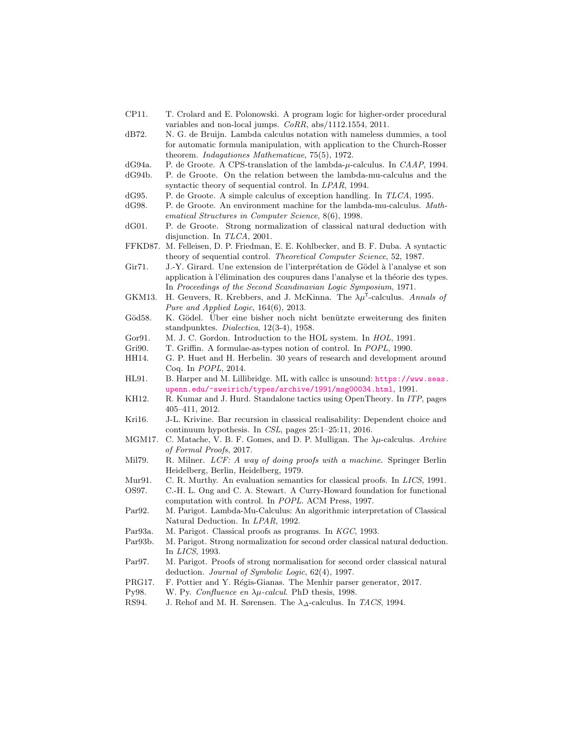CP11. T. Crolard and E. Polonowski. A program logic for higher-order procedural variables and non-local jumps. *CoRR*, abs/1112.1554, 2011.

dB72. N. G. de Bruijn. Lambda calculus notation with nameless dummies, a tool for automatic formula manipulation, with application to the Church-Rosser theorem. *Indagationes Mathematicae*, 75(5), 1972.

dG94a. P. de Groote. A CPS-translation of the lambda-$\mu$-calculus. In *CAAP*, 1994.

dG94b. P. de Groote. On the relation between the lambda-mu-calculus and the syntactic theory of sequential control. In *LPAR*, 1994.

dG95. P. de Groote. A simple calculus of exception handling. In *TLCA*, 1995.

dG98. P. de Groote. An environment machine for the lambda-mu-calculus. *Mathematical Structures in Computer Science*, 8(6), 1998.

dG01. P. de Groote. Strong normalization of classical natural deduction with disjunction. In *TLCA*, 2001.

FFKD87. M. Felleisen, D. P. Friedman, E. E. Kohlbecker, and B. F. Duba. A syntactic theory of sequential control. *Theoretical Computer Science*, 52, 1987.

Gir71. J.-Y. Girard. Une extension de l'interprétation de Gödel à l'analyse et son application à l'élimination des coupures dans l'analyse et la théorie des types. In *Proceedings of the Second Scandinavian Logic Symposium*, 1971.

GKM13. H. Geuvers, R. Krebbers, and J. McKinna. The $\lambda\mu^{\mathsf{T}}$-calculus. *Annals of Pure and Applied Logic*, 164(6), 2013.

Göd58. K. Gödel. Über eine bisher noch nicht benützte erweiterung des finiten standpunktes. *Dialectica*, 12(3-4), 1958.

Gor91. M. J. C. Gordon. Introduction to the HOL system. In *HOL*, 1991.

Gri90. T. Griffin. A formulae-as-types notion of control. In *POPL*, 1990.

HH14. G. P. Huet and H. Herbelin. 30 years of research and development around Coq. In *POPL*, 2014.

HL91. B. Harper and M. Lillibridge. ML with callcc is unsound: https://www.seas.upenn.edu/~sweirich/types/archive/1991/msg00034.html, 1991.

KH12. R. Kumar and J. Hurd. Standalone tactics using OpenTheory. In *ITP*, pages 405–411, 2012.

Kri16. J-L. Krivine. Bar recursion in classical realisability: Dependent choice and continuum hypothesis. In *CSL*, pages 25:1–25:11, 2016.

MGM17. C. Matache, V. B. F. Gomes, and D. P. Mulligan. The $\lambda\mu$-calculus. *Archive of Formal Proofs*, 2017.

Mil79. R. Milner. *LCF: A way of doing proofs with a machine*. Springer Berlin Heidelberg, Berlin, Heidelberg, 1979.

Mur91. C. R. Murthy. An evaluation semantics for classical proofs. In *LICS*, 1991.

OS97. C.-H. L. Ong and C. A. Stewart. A Curry-Howard foundation for functional computation with control. In *POPL*. ACM Press, 1997.

Par92. M. Parigot. Lambda-Mu-Calculus: An algorithmic interpretation of Classical Natural Deduction. In *LPAR*, 1992.

Par93a. M. Parigot. Classical proofs as programs. In *KGC*, 1993.

Par93b. M. Parigot. Strong normalization for second order classical natural deduction. In *LICS*, 1993.

Par97. M. Parigot. Proofs of strong normalisation for second order classical natural deduction. *Journal of Symbolic Logic*, 62(4), 1997.

PRG17. F. Pottier and Y. Régis-Gianas. The Menhir parser generator, 2017.

Py98. W. Py. *Confluence en $\lambda\mu$-calcul*. PhD thesis, 1998.

RS94. J. Rehof and M. H. Sørensen. The $\lambda_\Delta$-calculus. In *TACS*, 1994.